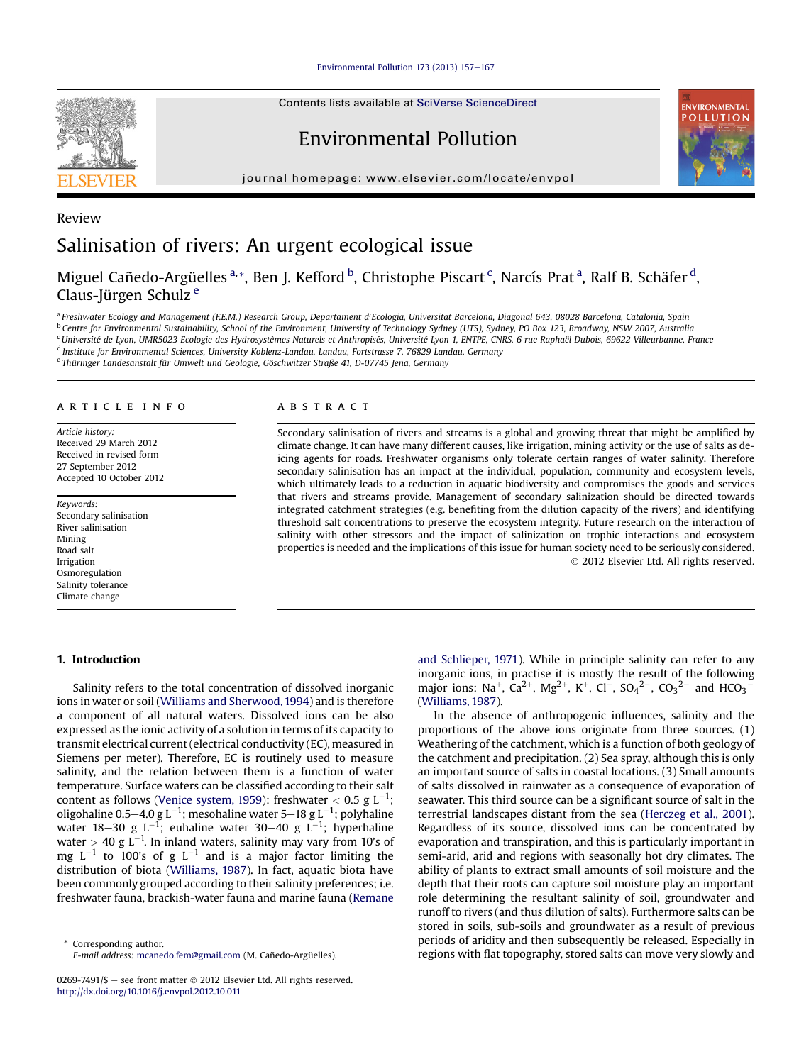Review

# Salinisation of rivers: An urgent ecological issue

Miguel Cañedo-Argüelles [a,*], Ben J. Kefford [b], Christophe Piscart [c], Narcís Prat [a], Ralf B. Schäfer [d], Claus-Jürgen Schulz [e]

[a] Freshwater Ecology and Management (F.E.M.) Research Group, Departament d'Ecologia, Universitat Barcelona, Diagonal 643, 08028 Barcelona, Catalonia, Spain
[b] Centre for Environmental Sustainability, School of the Environment, University of Technology Sydney (UTS), Sydney, PO Box 123, Broadway, NSW 2007, Australia
[c] Université de Lyon, UMR5023 Ecologie des Hydrosystèmes Naturels et Anthropisés, Université Lyon 1, ENTPE, CNRS, 6 rue Raphaël Dubois, 69622 Villeurbanne, France
[d] Institute for Environmental Sciences, University Koblenz-Landau, Landau, Fortstrasse 7, 76829 Landau, Germany
[e] Thüringer Landesanstalt für Umwelt und Geologie, Göschwitzer Straße 41, D-07745 Jena, Germany

## ARTICLE INFO

*Article history:*
Received 29 March 2012
Received in revised form
27 September 2012
Accepted 10 October 2012

*Keywords:*
Secondary salinisation
River salinisation
Mining
Road salt
Irrigation
Osmoregulation
Salinity tolerance
Climate change

## ABSTRACT

Secondary salinisation of rivers and streams is a global and growing threat that might be amplified by climate change. It can have many different causes, like irrigation, mining activity or the use of salts as de-icing agents for roads. Freshwater organisms only tolerate certain ranges of water salinity. Therefore secondary salinisation has an impact at the individual, population, community and ecosystem levels, which ultimately leads to a reduction in aquatic biodiversity and compromises the goods and services that rivers and streams provide. Management of secondary salinization should be directed towards integrated catchment strategies (e.g. benefiting from the dilution capacity of the rivers) and identifying threshold salt concentrations to preserve the ecosystem integrity. Future research on the interaction of salinity with other stressors and the impact of salinization on trophic interactions and ecosystem properties is needed and the implications of this issue for human society need to be seriously considered.

© 2012 Elsevier Ltd. All rights reserved.

## 1. Introduction

Salinity refers to the total concentration of dissolved inorganic ions in water or soil (Williams and Sherwood, 1994) and is therefore a component of all natural waters. Dissolved ions can be also expressed as the ionic activity of a solution in terms of its capacity to transmit electrical current (electrical conductivity (EC), measured in Siemens per meter). Therefore, EC is routinely used to measure salinity, and the relation between them is a function of water temperature. Surface waters can be classified according to their salt content as follows (Venice system, 1959): freshwater < 0.5 g $L^{-1}$; oligohaline 0.5–4.0 g $L^{-1}$; mesohaline water 5–18 g $L^{-1}$; polyhaline water 18–30 g $L^{-1}$; euhaline water 30–40 g $L^{-1}$; hyperhaline water > 40 g $L^{-1}$. In inland waters, salinity may vary from 10's of mg $L^{-1}$ to 100's of g $L^{-1}$ and is a major factor limiting the distribution of biota (Williams, 1987). In fact, aquatic biota have been commonly grouped according to their salinity preferences; i.e. freshwater fauna, brackish-water fauna and marine fauna (Remane and Schlieper, 1971). While in principle salinity can refer to any inorganic ions, in practise it is mostly the result of the following major ions: $Na^+$, $Ca^{2+}$, $Mg^{2+}$, $K^+$, $Cl^-$, $SO_4^{2-}$, $CO_3^{2-}$ and $HCO_3^-$ (Williams, 1987).

In the absence of anthropogenic influences, salinity and the proportions of the above ions originate from three sources. (1) Weathering of the catchment, which is a function of both geology of the catchment and precipitation. (2) Sea spray, although this is only an important source of salts in coastal locations. (3) Small amounts of salts dissolved in rainwater as a consequence of evaporation of seawater. This third source can be a significant source of salt in the terrestrial landscapes distant from the sea (Herczeg et al., 2001). Regardless of its source, dissolved ions can be concentrated by evaporation and transpiration, and this is particularly important in semi-arid, arid and regions with seasonally hot dry climates. The ability of plants to extract small amounts of soil moisture and the depth that their roots can capture soil moisture play an important role determining the resultant salinity of soil, groundwater and runoff to rivers (and thus dilution of salts). Furthermore salts can be stored in soils, sub-soils and groundwater as a result of previous periods of aridity and then subsequently be released. Especially in regions with flat topography, stored salts can move very slowly and

* Corresponding author.
*E-mail address:* mcanedo.fem@gmail.com (M. Cañedo-Argüelles).

0269-7491/$ – see front matter © 2012 Elsevier Ltd. All rights reserved.
http://dx.doi.org/10.1016/j.envpol.2012.10.011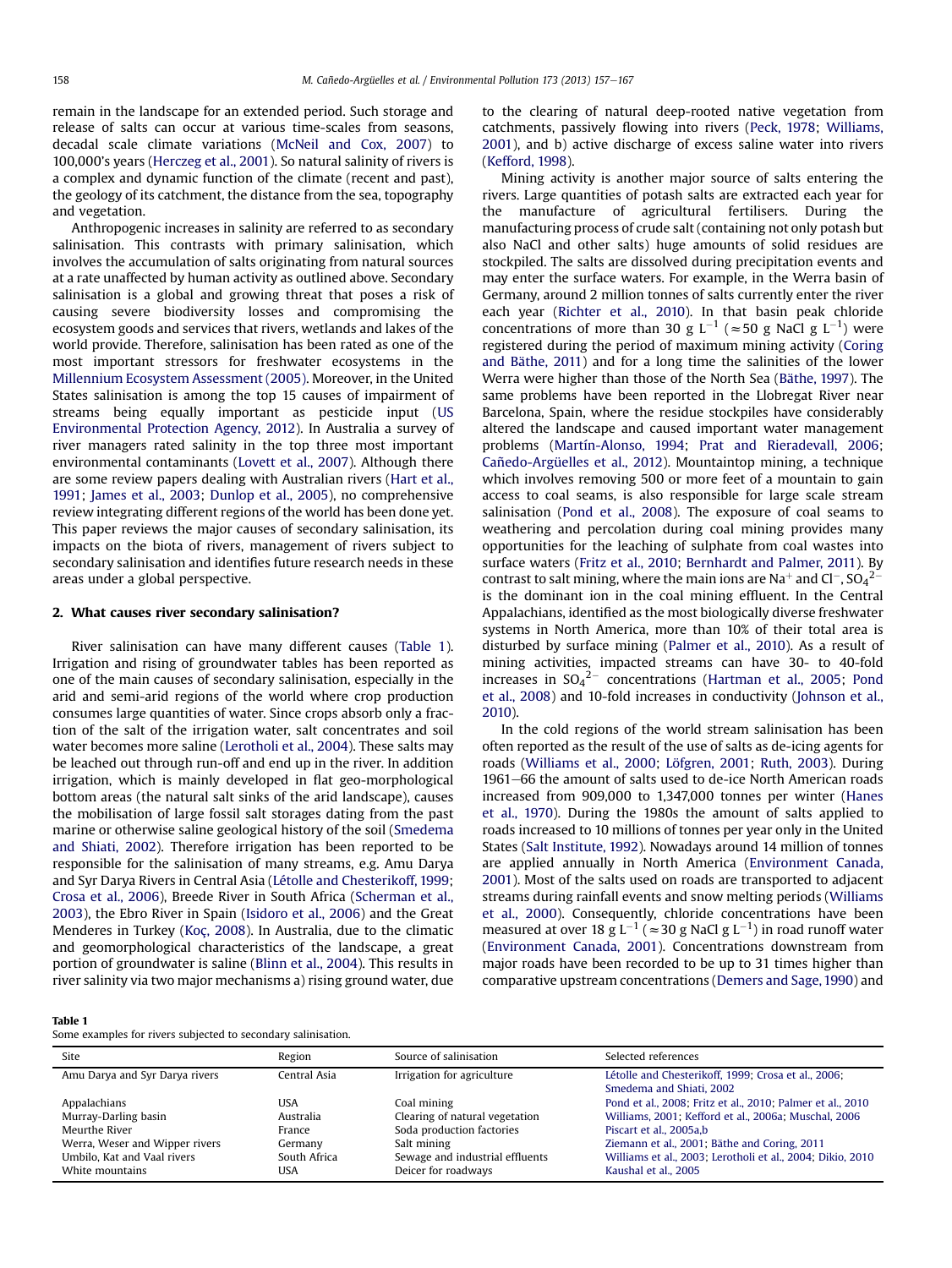remain in the landscape for an extended period. Such storage and release of salts can occur at various time-scales from seasons, decadal scale climate variations (McNeil and Cox, 2007) to 100,000's years (Herczeg et al., 2001). So natural salinity of rivers is a complex and dynamic function of the climate (recent and past), the geology of its catchment, the distance from the sea, topography and vegetation.

Anthropogenic increases in salinity are referred to as secondary salinisation. This contrasts with primary salinisation, which involves the accumulation of salts originating from natural sources at a rate unaffected by human activity as outlined above. Secondary salinisation is a global and growing threat that poses a risk of causing severe biodiversity losses and compromising the ecosystem goods and services that rivers, wetlands and lakes of the world provide. Therefore, salinisation has been rated as one of the most important stressors for freshwater ecosystems in the Millennium Ecosystem Assessment (2005). Moreover, in the United States salinisation is among the top 15 causes of impairment of streams being equally important as pesticide input (US Environmental Protection Agency, 2012). In Australia a survey of river managers rated salinity in the top three most important environmental contaminants (Lovett et al., 2007). Although there are some review papers dealing with Australian rivers (Hart et al., 1991; James et al., 2003; Dunlop et al., 2005), no comprehensive review integrating different regions of the world has been done yet. This paper reviews the major causes of secondary salinisation, its impacts on the biota of rivers, management of rivers subject to secondary salinisation and identifies future research needs in these areas under a global perspective.

## 2. What causes river secondary salinisation?

River salinisation can have many different causes (Table 1). Irrigation and rising of groundwater tables has been reported as one of the main causes of secondary salinisation, especially in the arid and semi-arid regions of the world where crop production consumes large quantities of water. Since crops absorb only a fraction of the salt of the irrigation water, salt concentrates and soil water becomes more saline (Lerotholi et al., 2004). These salts may be leached out through run-off and end up in the river. In addition irrigation, which is mainly developed in flat geo-morphological bottom areas (the natural salt sinks of the arid landscape), causes the mobilisation of large fossil salt storages dating from the past marine or otherwise saline geological history of the soil (Smedema and Shiati, 2002). Therefore irrigation has been reported to be responsible for the salinisation of many streams, e.g. Amu Darya and Syr Darya Rivers in Central Asia (Létolle and Chesterikoff, 1999; Crosa et al., 2006), Breede River in South Africa (Scherman et al., 2003), the Ebro River in Spain (Isidoro et al., 2006) and the Great Menderes in Turkey (Koç, 2008). In Australia, due to the climatic and geomorphological characteristics of the landscape, a great portion of groundwater is saline (Blinn et al., 2004). This results in river salinity via two major mechanisms a) rising ground water, due to the clearing of natural deep-rooted native vegetation from catchments, passively flowing into rivers (Peck, 1978; Williams, 2001), and b) active discharge of excess saline water into rivers (Kefford, 1998).

Mining activity is another major source of salts entering the rivers. Large quantities of potash salts are extracted each year for the manufacture of agricultural fertilisers. During the manufacturing process of crude salt (containing not only potash but also NaCl and other salts) huge amounts of solid residues are stockpiled. The salts are dissolved during precipitation events and may enter the surface waters. For example, in the Werra basin of Germany, around 2 million tonnes of salts currently enter the river each year (Richter et al., 2010). In that basin peak chloride concentrations of more than 30 g $L^{-1}$ (≈50 g NaCl g $L^{-1}$) were registered during the period of maximum mining activity (Coring and Bäthe, 2011) and for a long time the salinities of the lower Werra were higher than those of the North Sea (Bäthe, 1997). The same problems have been reported in the Llobregat River near Barcelona, Spain, where the residue stockpiles have considerably altered the landscape and caused important water management problems (Martín-Alonso, 1994; Prat and Rieradevall, 2006; Cañedo-Argüelles et al., 2012). Mountaintop mining, a technique which involves removing 500 or more feet of a mountain to gain access to coal seams, is also responsible for large scale stream salinisation (Pond et al., 2008). The exposure of coal seams to weathering and percolation during coal mining provides many opportunities for the leaching of sulphate from coal wastes into surface waters (Fritz et al., 2010; Bernhardt and Palmer, 2011). By contrast to salt mining, where the main ions are $Na^+$ and $Cl^-$, $SO_4^{2-}$ is the dominant ion in the coal mining effluent. In the Central Appalachians, identified as the most biologically diverse freshwater systems in North America, more than 10% of their total area is disturbed by surface mining (Palmer et al., 2010). As a result of mining activities, impacted streams can have 30- to 40-fold increases in $SO_4^{2-}$ concentrations (Hartman et al., 2005; Pond et al., 2008) and 10-fold increases in conductivity (Johnson et al., 2010).

In the cold regions of the world stream salinisation has been often reported as the result of the use of salts as de-icing agents for roads (Williams et al., 2000; Löfgren, 2001; Ruth, 2003). During 1961–66 the amount of salts used to de-ice North American roads increased from 909,000 to 1,347,000 tonnes per winter (Hanes et al., 1970). During the 1980s the amount of salts applied to roads increased to 10 millions of tonnes per year only in the United States (Salt Institute, 1992). Nowadays around 14 million of tonnes are applied annually in North America (Environment Canada, 2001). Most of the salts used on roads are transported to adjacent streams during rainfall events and snow melting periods (Williams et al., 2000). Consequently, chloride concentrations have been measured at over 18 g $L^{-1}$ (≈30 g NaCl g $L^{-1}$) in road runoff water (Environment Canada, 2001). Concentrations downstream from major roads have been recorded to be up to 31 times higher than comparative upstream concentrations (Demers and Sage, 1990) and

**Table 1**
Some examples for rivers subjected to secondary salinisation.

| Site | Region | Source of salinisation | Selected references |
|---|---|---|---|
| Amu Darya and Syr Darya rivers | Central Asia | Irrigation for agriculture | Létolle and Chesterikoff, 1999; Crosa et al., 2006; Smedema and Shiati, 2002 |
| Appalachians | USA | Coal mining | Pond et al., 2008; Fritz et al., 2010; Palmer et al., 2010 |
| Murray-Darling basin | Australia | Clearing of natural vegetation | Williams, 2001; Kefford et al., 2006a; Muschal, 2006 |
| Meurthe River | France | Soda production factories | Piscart et al., 2005a,b |
| Werra, Weser and Wipper rivers | Germany | Salt mining | Ziemann et al., 2001; Bäthe and Coring, 2011 |
| Umbilo, Kat and Vaal rivers | South Africa | Sewage and industrial effluents | Williams et al., 2003; Lerotholi et al., 2004; Dikio, 2010 |
| White mountains | USA | Deicer for roadways | Kaushal et al., 2005 |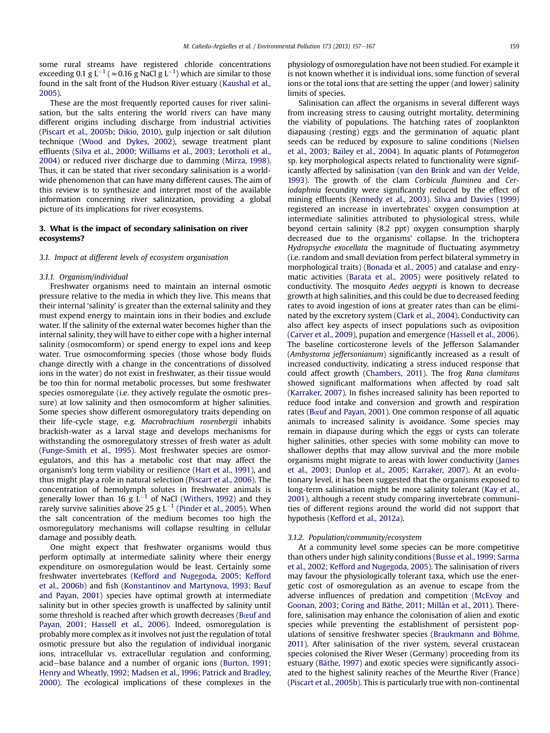some rural streams have registered chloride concentrations exceeding 0.1 g $L^{-1}$ ($\approx$0.16 g NaCl g $L^{-1}$) which are similar to those found in the salt front of the Hudson River estuary (Kaushal et al., 2005).

These are the most frequently reported causes for river salinisation, but the salts entering the world rivers can have many different origins including discharge from industrial activities (Piscart et al., 2005b; Dikio, 2010), gulp injection or salt dilution technique (Wood and Dykes, 2002), sewage treatment plant effluents (Silva et al., 2000; Williams et al., 2003; Lerotholi et al., 2004) or reduced river discharge due to damming (Mirza, 1998). Thus, it can be stated that river secondary salinisation is a worldwide phenomenon that can have many different causes. The aim of this review is to synthesize and interpret most of the available information concerning river salinization, providing a global picture of its implications for river ecosystems.

## 3. What is the impact of secondary salinisation on river ecosystems?

### 3.1. Impact at different levels of ecosystem organisation

#### 3.1.1. Organism/individual

Freshwater organisms need to maintain an internal osmotic pressure relative to the media in which they live. This means that their internal 'salinity' is greater than the external salinity and they must expend energy to maintain ions in their bodies and exclude water. If the salinity of the external water becomes higher than the internal salinity, they will have to either cope with a higher internal salinity (osmocomform) or spend energy to expel ions and keep water. True osmocomforming species (those whose body fluids change directly with a change in the concentrations of dissolved ions in the water) do not exist in freshwater, as their tissue would be too thin for normal metabolic processes, but some freshwater species osmoregulate (i.e. they actively regulate the osmotic pressure) at low salinity and then osmocomform at higher salinities. Some species show different osmoregulatory traits depending on their life-cycle stage, e.g. *Macrobrachium rosenbergii* inhabits brackish-water as a larval stage and develops mechanisms for withstanding the osmoregulatory stresses of fresh water as adult (Funge-Smith et al., 1995). Most freshwater species are osmoregulators, and this has a metabolic cost that may affect the organism's long term viability or resilience (Hart et al., 1991), and thus might play a role in natural selection (Piscart et al., 2006). The concentration of hemolymph solutes in freshwater animals is generally lower than 16 g $L^{-1}$ of NaCl (Withers, 1992) and they rarely survive salinities above 25 g $L^{-1}$ (Pinder et al., 2005). When the salt concentration of the medium becomes too high the osmoregulatory mechanisms will collapse resulting in cellular damage and possibly death.

One might expect that freshwater organisms would thus perform optimally at intermediate salinity where their energy expenditure on osmoregulation would be least. Certainly some freshwater invertebrates (Kefford and Nugegoda, 2005; Kefford et al., 2006b) and fish (Konstantinov and Martynova, 1993; Bœuf and Payan, 2001) species have optimal growth at intermediate salinity but in other species growth is unaffected by salinity until some threshold is reached after which growth decreases (Bœuf and Payan, 2001; Hassell et al., 2006). Indeed, osmoregulation is probably more complex as it involves not just the regulation of total osmotic pressure but also the regulation of individual inorganic ions, intracellular vs. extracellular regulation and conforming, acid–base balance and a number of organic ions (Burton, 1991; Henry and Wheatly, 1992; Madsen et al., 1996; Patrick and Bradley, 2000). The ecological implications of these complexes in the physiology of osmoregulation have not been studied. For example it is not known whether it is individual ions, some function of several ions or the total ions that are setting the upper (and lower) salinity limits of species.

Salinisation can affect the organisms in several different ways from increasing stress to causing outright mortality, determining the viability of populations. The hatching rates of zooplankton diapausing (resting) eggs and the germination of aquatic plant seeds can be reduced by exposure to saline conditions (Nielsen et al., 2003; Bailey et al., 2004). In aquatic plants of *Potamogeton* sp. key morphological aspects related to functionality were significantly affected by salinisation (van den Brink and van der Velde, 1993). The growth of the clam *Corbicula fluminea* and *Ceriodaphnia* fecundity were significantly reduced by the effect of mining effluents (Kennedy et al., 2003). Silva and Davies (1999) registered an increase in invertebrates' oxygen consumption at intermediate salinities attributed to physiological stress, while beyond certain salinity (8.2 ppt) oxygen consumption sharply decreased due to the organisms' collapse. In the trichoptera *Hydropsyche exocellata* the magnitude of fluctuating asymmetry (i.e. random and small deviation from perfect bilateral symmetry in morphological traits) (Bonada et al., 2005) and catalase and enzymatic activities (Barata et al., 2005) were positively related to conductivity. The mosquito *Aedes aegypti* is known to decrease growth at high salinities, and this could be due to decreased feeding rates to avoid ingestion of ions at greater rates than can be eliminated by the excretory system (Clark et al., 2004). Conductivity can also affect key aspects of insect populations such as oviposition (Carver et al., 2009), pupation and emergence (Hassell et al., 2006). The baseline corticosterone levels of the Jefferson Salamander (*Ambystoma jeffersonianum*) significantly increased as a result of increased conductivity, indicating a stress induced response that could affect growth (Chambers, 2011). The frog *Rana clamitans* showed significant malformations when affected by road salt (Karraker, 2007). In fishes increased salinity has been reported to reduce food intake and conversion and growth and respiration rates (Bœuf and Payan, 2001). One common response of all aquatic animals to increased salinity is avoidance. Some species may remain in diapause during which the eggs or cysts can tolerate higher salinities, other species with some mobility can move to shallower depths that may allow survival and the more mobile organisms might migrate to areas with lower conductivity (James et al., 2003; Dunlop et al., 2005; Karraker, 2007). At an evolutionary level, it has been suggested that the organisms exposed to long-term salinisation might be more salinity tolerant (Kay et al., 2001), although a recent study comparing invertebrate communities of different regions around the world did not support that hypothesis (Kefford et al., 2012a).

#### 3.1.2. Population/community/ecosystem

At a community level some species can be more competitive than others under high salinity conditions (Busse et al., 1999; Sarma et al., 2002; Kefford and Nugegoda, 2005). The salinisation of rivers may favour the physiologically tolerant taxa, which use the energetic cost of osmoregulation as an avenue to escape from the adverse influences of predation and competition (McEvoy and Goonan, 2003; Coring and Bäthe, 2011; Millán et al., 2011). Therefore, salinisation may enhance the colonisation of alien and exotic species while preventing the establishment of persistent populations of sensitive freshwater species (Braukmann and Böhme, 2011). After salinisation of the river system, several crustacean species colonised the River Weser (Germany) proceeding from its estuary (Bäthe, 1997) and exotic species were significantly associated to the highest salinity reaches of the Meurthe River (France) (Piscart et al., 2005b). This is particularly true with non-continental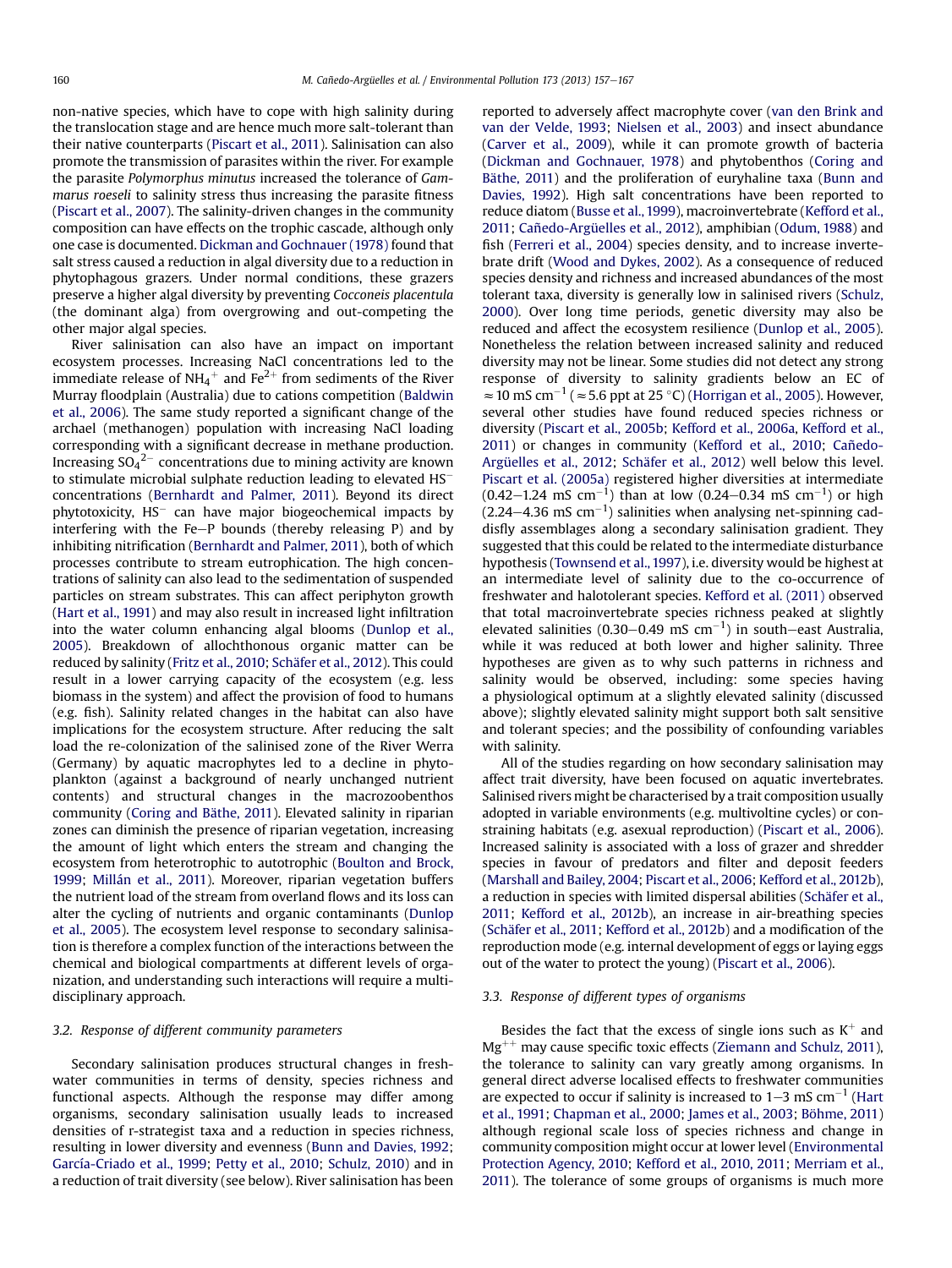non-native species, which have to cope with high salinity during the translocation stage and are hence much more salt-tolerant than their native counterparts (Piscart et al., 2011). Salinisation can also promote the transmission of parasites within the river. For example the parasite *Polymorphus minutus* increased the tolerance of *Gammarus roeseli* to salinity stress thus increasing the parasite fitness (Piscart et al., 2007). The salinity-driven changes in the community composition can have effects on the trophic cascade, although only one case is documented. Dickman and Gochnauer (1978) found that salt stress caused a reduction in algal diversity due to a reduction in phytophagous grazers. Under normal conditions, these grazers preserve a higher algal diversity by preventing *Cocconeis placentula* (the dominant alga) from overgrowing and out-competing the other major algal species.

River salinisation can also have an impact on important ecosystem processes. Increasing NaCl concentrations led to the immediate release of $NH_4^+$ and $Fe^{2+}$ from sediments of the River Murray floodplain (Australia) due to cations competition (Baldwin et al., 2006). The same study reported a significant change of the archael (methanogen) population with increasing NaCl loading corresponding with a significant decrease in methane production. Increasing $SO_4^{2-}$ concentrations due to mining activity are known to stimulate microbial sulphate reduction leading to elevated $HS^-$ concentrations (Bernhardt and Palmer, 2011). Beyond its direct phytotoxicity, $HS^-$ can have major biogeochemical impacts by interfering with the Fe–P bounds (thereby releasing P) and by inhibiting nitrification (Bernhardt and Palmer, 2011), both of which processes contribute to stream eutrophication. The high concentrations of salinity can also lead to the sedimentation of suspended particles on stream substrates. This can affect periphyton growth (Hart et al., 1991) and may also result in increased light infiltration into the water column enhancing algal blooms (Dunlop et al., 2005). Breakdown of allochthonous organic matter can be reduced by salinity (Fritz et al., 2010; Schäfer et al., 2012). This could result in a lower carrying capacity of the ecosystem (e.g. less biomass in the system) and affect the provision of food to humans (e.g. fish). Salinity related changes in the habitat can also have implications for the ecosystem structure. After reducing the salt load the re-colonization of the salinised zone of the River Werra (Germany) by aquatic macrophytes led to a decline in phytoplankton (against a background of nearly unchanged nutrient contents) and structural changes in the macrozoobenthos community (Coring and Bäthe, 2011). Elevated salinity in riparian zones can diminish the presence of riparian vegetation, increasing the amount of light which enters the stream and changing the ecosystem from heterotrophic to autotrophic (Boulton and Brock, 1999; Millán et al., 2011). Moreover, riparian vegetation buffers the nutrient load of the stream from overland flows and its loss can alter the cycling of nutrients and organic contaminants (Dunlop et al., 2005). The ecosystem level response to secondary salinisation is therefore a complex function of the interactions between the chemical and biological compartments at different levels of organization, and understanding such interactions will require a multidisciplinary approach.

### 3.2. Response of different community parameters

Secondary salinisation produces structural changes in freshwater communities in terms of density, species richness and functional aspects. Although the response may differ among organisms, secondary salinisation usually leads to increased densities of r-strategist taxa and a reduction in species richness, resulting in lower diversity and evenness (Bunn and Davies, 1992; García-Criado et al., 1999; Petty et al., 2010; Schulz, 2010) and in a reduction of trait diversity (see below). River salinisation has been reported to adversely affect macrophyte cover (van den Brink and van der Velde, 1993; Nielsen et al., 2003) and insect abundance (Carver et al., 2009), while it can promote growth of bacteria (Dickman and Gochnauer, 1978) and phytobenthos (Coring and Bäthe, 2011) and the proliferation of euryhaline taxa (Bunn and Davies, 1992). High salt concentrations have been reported to reduce diatom (Busse et al., 1999), macroinvertebrate (Kefford et al., 2011; Cañedo-Argüelles et al., 2012), amphibian (Odum, 1988) and fish (Ferreri et al., 2004) species density, and to increase invertebrate drift (Wood and Dykes, 2002). As a consequence of reduced species density and richness and increased abundances of the most tolerant taxa, diversity is generally low in salinised rivers (Schulz, 2000). Over long time periods, genetic diversity may also be reduced and affect the ecosystem resilience (Dunlop et al., 2005). Nonetheless the relation between increased salinity and reduced diversity may not be linear. Some studies did not detect any strong response of diversity to salinity gradients below an EC of $\approx 10$ mS cm$^{-1}$ ($\approx 5.6$ ppt at 25 °C) (Horrigan et al., 2005). However, several other studies have found reduced species richness or diversity (Piscart et al., 2005b; Kefford et al., 2006a, Kefford et al., 2011) or changes in community (Kefford et al., 2010; Cañedo-Argüelles et al., 2012; Schäfer et al., 2012) well below this level. Piscart et al. (2005a) registered higher diversities at intermediate (0.42–1.24 mS cm$^{-1}$) than at low (0.24–0.34 mS cm$^{-1}$) or high (2.24–4.36 mS cm$^{-1}$) salinities when analysing net-spinning caddisfly assemblages along a secondary salinisation gradient. They suggested that this could be related to the intermediate disturbance hypothesis (Townsend et al., 1997), i.e. diversity would be highest at an intermediate level of salinity due to the co-occurrence of freshwater and halotolerant species. Kefford et al. (2011) observed that total macroinvertebrate species richness peaked at slightly elevated salinities (0.30–0.49 mS cm$^{-1}$) in south–east Australia, while it was reduced at both lower and higher salinity. Three hypotheses are given as to why such patterns in richness and salinity would be observed, including: some species having a physiological optimum at a slightly elevated salinity (discussed above); slightly elevated salinity might support both salt sensitive and tolerant species; and the possibility of confounding variables with salinity.

All of the studies regarding on how secondary salinisation may affect trait diversity, have been focused on aquatic invertebrates. Salinised rivers might be characterised by a trait composition usually adopted in variable environments (e.g. multivoltine cycles) or constraining habitats (e.g. asexual reproduction) (Piscart et al., 2006). Increased salinity is associated with a loss of grazer and shredder species in favour of predators and filter and deposit feeders (Marshall and Bailey, 2004; Piscart et al., 2006; Kefford et al., 2012b), a reduction in species with limited dispersal abilities (Schäfer et al., 2011; Kefford et al., 2012b), an increase in air-breathing species (Schäfer et al., 2011; Kefford et al., 2012b) and a modification of the reproduction mode (e.g. internal development of eggs or laying eggs out of the water to protect the young) (Piscart et al., 2006).

### 3.3. Response of different types of organisms

Besides the fact that the excess of single ions such as $K^+$ and $Mg^{++}$ may cause specific toxic effects (Ziemann and Schulz, 2011), the tolerance to salinity can vary greatly among organisms. In general direct adverse localised effects to freshwater communities are expected to occur if salinity is increased to 1–3 mS cm$^{-1}$ (Hart et al., 1991; Chapman et al., 2000; James et al., 2003; Böhme, 2011) although regional scale loss of species richness and change in community composition might occur at lower level (Environmental Protection Agency, 2010; Kefford et al., 2010, 2011; Merriam et al., 2011). The tolerance of some groups of organisms is much more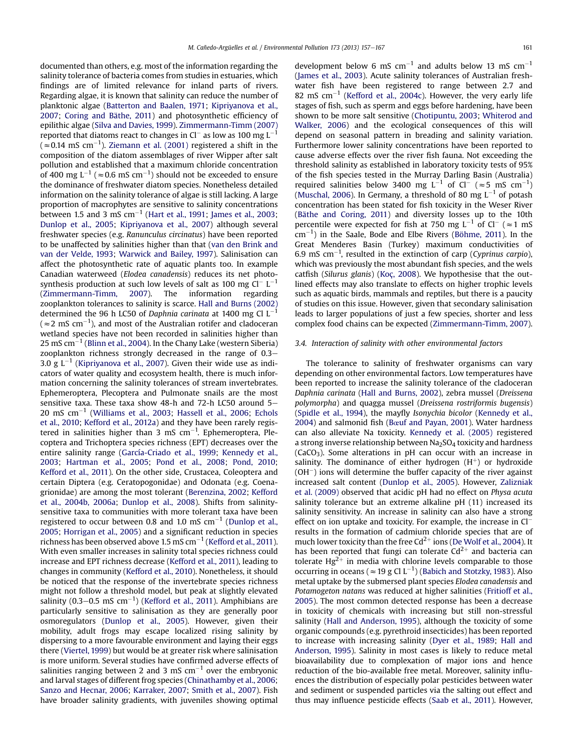documented than others, e.g. most of the information regarding the salinity tolerance of bacteria comes from studies in estuaries, which findings are of limited relevance for inland parts of rivers. Regarding algae, it is known that salinity can reduce the number of planktonic algae (Batterton and Baalen, 1971; Kipriyanova et al., 2007; Coring and Bäthe, 2011) and photosynthetic efficiency of epilithic algae (Silva and Davies, 1999). Zimmermann-Timm (2007) reported that diatoms react to changes in $Cl^-$ as low as 100 mg $L^{-1}$ ($\approx$0.14 mS $cm^{-1}$). Ziemann et al. (2001) registered a shift in the composition of the diatom assemblages of river Wipper after salt pollution and established that a maximum chloride concentration of 400 mg $L^{-1}$ ($\approx$0.6 mS $cm^{-1}$) should not be exceeded to ensure the dominance of freshwater diatom species. Nonetheless detailed information on the salinity tolerance of algae is still lacking. A large proportion of macrophytes are sensitive to salinity concentrations between 1.5 and 3 mS $cm^{-1}$ (Hart et al., 1991; James et al., 2003; Dunlop et al., 2005; Kipriyanova et al., 2007) although several freshwater species (e.g. *Ranunculus circinatus*) have been reported to be unaffected by salinities higher than that (van den Brink and van der Velde, 1993; Warwick and Bailey, 1997). Salinisation can affect the photosynthetic rate of aquatic plants too. In example Canadian waterweed (*Elodea canadensis*) reduces its net photosynthesis production at such low levels of salt as 100 mg $Cl^-$ $L^{-1}$ (Zimmermann-Timm, 2007). The information regarding zooplankton tolerances to salinity is scarce. Hall and Burns (2002) determined the 96 h LC50 of *Daphnia carinata* at 1400 mg Cl $L^{-1}$ ($\approx$2 mS $cm^{-1}$), and most of the Australian rotifer and cladoceran wetland species have not been recorded in salinities higher than 25 mS $cm^{-1}$ (Blinn et al., 2004). In the Chany Lake (western Siberia) zooplankton richness strongly decreased in the range of 0.3–3.0 g $L^{-1}$ (Kipriyanova et al., 2007). Given their wide use as indicators of water quality and ecosystem health, there is much information concerning the salinity tolerances of stream invertebrates. Ephemeroptera, Plecoptera and Pulmonate snails are the most sensitive taxa. These taxa show 48-h and 72-h LC50 around 5–20 mS $cm^{-1}$ (Williams et al., 2003; Hassell et al., 2006; Echols et al., 2010; Kefford et al., 2012a) and they have been rarely registered in salinities higher than 3 mS $cm^{-1}$. Ephemeroptera, Plecoptera and Trichoptera species richness (EPT) decreases over the entire salinity range (García-Criado et al., 1999; Kennedy et al., 2003; Hartman et al., 2005; Pond et al., 2008; Pond, 2010; Kefford et al., 2011). On the other side, Crustacea, Coleoptera and certain Diptera (e.g. Ceratopogonidae) and Odonata (e.g. Coenagrionidae) are among the most tolerant (Berenzina, 2002; Kefford et al., 2004b, 2006a; Dunlop et al., 2008). Shifts from salinity-sensitive taxa to communities with more tolerant taxa have been registered to occur between 0.8 and 1.0 mS $cm^{-1}$ (Dunlop et al., 2005; Horrigan et al., 2005) and a significant reduction in species richness has been observed above 1.5 mS $cm^{-1}$ (Kefford et al., 2011). With even smaller increases in salinity total species richness could increase and EPT richness decrease (Kefford et al., 2011), leading to changes in community (Kefford et al., 2010). Nonetheless, it should be noticed that the response of the invertebrate species richness might not follow a threshold model, but peak at slightly elevated salinity (0.3–0.5 mS $cm^{-1}$) (Kefford et al., 2011). Amphibians are particularly sensitive to salinisation as they are generally poor osmoregulators (Dunlop et al., 2005). However, given their mobility, adult frogs may escape localized rising salinity by dispersing to a more favourable environment and laying their eggs there (Viertel, 1999) but would be at greater risk where salinisation is more uniform. Several studies have confirmed adverse effects of salinities ranging between 2 and 3 mS $cm^{-1}$ over the embryonic and larval stages of different frog species (Chinathamby et al., 2006; Sanzo and Hecnar, 2006; Karraker, 2007; Smith et al., 2007). Fish have broader salinity gradients, with juveniles showing optimal development below 6 mS $cm^{-1}$ and adults below 13 mS $cm^{-1}$ (James et al., 2003). Acute salinity tolerances of Australian freshwater fish have been registered to range between 2.7 and 82 mS $cm^{-1}$ (Kefford et al., 2004c). However, the very early life stages of fish, such as sperm and eggs before hardening, have been shown to be more salt sensitive (Chotipuntu, 2003; Whiterod and Walker, 2006) and the ecological consequences of this will depend on seasonal pattern in breading and salinity variation. Furthermore lower salinity concentrations have been reported to cause adverse effects over the river fish fauna. Not exceeding the threshold salinity as established in laboratory toxicity tests of 95% of the fish species tested in the Murray Darling Basin (Australia) required salinities below 3400 mg $L^{-1}$ of $Cl^-$ ($\approx$5 mS $cm^{-1}$) (Muschal, 2006). In Germany, a threshold of 80 mg $L^{-1}$ of potash concentration has been stated for fish toxicity in the Weser River (Bäthe and Coring, 2011) and diversity losses up to the 10th percentile were expected for fish at 750 mg $L^{-1}$ of $Cl^-$ ($\approx$1 mS $cm^{-1}$) in the Saale, Bode and Elbe Rivers (Böhme, 2011). In the Great Menderes Basin (Turkey) maximum conductivities of 6.9 mS $cm^{-1}$, resulted in the extinction of carp (*Cyprinus carpio*), which was previously the most abundant fish species, and the wels catfish (*Silurus glanis*) (Koç, 2008). We hypothesise that the outlined effects may also translate to effects on higher trophic levels such as aquatic birds, mammals and reptiles, but there is a paucity of studies on this issue. However, given that secondary salinisation leads to larger populations of just a few species, shorter and less complex food chains can be expected (Zimmermann-Timm, 2007).

### 3.4. Interaction of salinity with other environmental factors

The tolerance to salinity of freshwater organisms can vary depending on other environmental factors. Low temperatures have been reported to increase the salinity tolerance of the cladoceran *Daphnia carinata* (Hall and Burns, 2002), zebra mussel (*Dreissena polymorpha*) and quagga mussel (*Dreissena rostriformis bugensis*) (Spidle et al., 1994), the mayfly *Isonychia bicolor* (Kennedy et al., 2004) and salmonid fish (Bœuf and Payan, 2001). Water hardness can also alleviate Na toxicity. Kennedy et al. (2005) registered a strong inverse relationship between $Na_2SO_4$ toxicity and hardness ($CaCO_3$). Some alterations in pH can occur with an increase in salinity. The dominance of either hydrogen ($H^+$) or hydroxide ($OH^-$) ions will determine the buffer capacity of the river against increased salt content (Dunlop et al., 2005). However, Zalizniak et al. (2009) observed that acidic pH had no effect on *Physa acuta* salinity tolerance but an extreme alkaline pH (11) increased its salinity sensitivity. An increase in salinity can also have a strong effect on ion uptake and toxicity. For example, the increase in $Cl^-$ results in the formation of cadmium chloride species that are of much lower toxicity than the free $Cd^{2+}$ ions (De Wolf et al., 2004). It has been reported that fungi can tolerate $Cd^{2+}$ and bacteria can tolerate $Hg^{2+}$ in media with chlorine levels comparable to those occurring in oceans ($\approx$19 g Cl $L^{-1}$) (Babich and Stotzky, 1983). Also metal uptake by the submersed plant species *Elodea canadensis* and *Potamogeton natans* was reduced at higher salinities (Fritioff et al., 2005). The most common detected response has been a decrease in toxicity of chemicals with increasing but still non-stressful salinity (Hall and Anderson, 1995), although the toxicity of some organic compounds (e.g. pyrethroid insecticides) has been reported to increase with increasing salinity (Dyer et al., 1989; Hall and Anderson, 1995). Salinity in most cases is likely to reduce metal bioavailability due to complexation of major ions and hence reduction of the bio-available free metal. Moreover, salinity influences the distribution of especially polar pesticides between water and sediment or suspended particles via the salting out effect and thus may influence pesticide effects (Saab et al., 2011). However,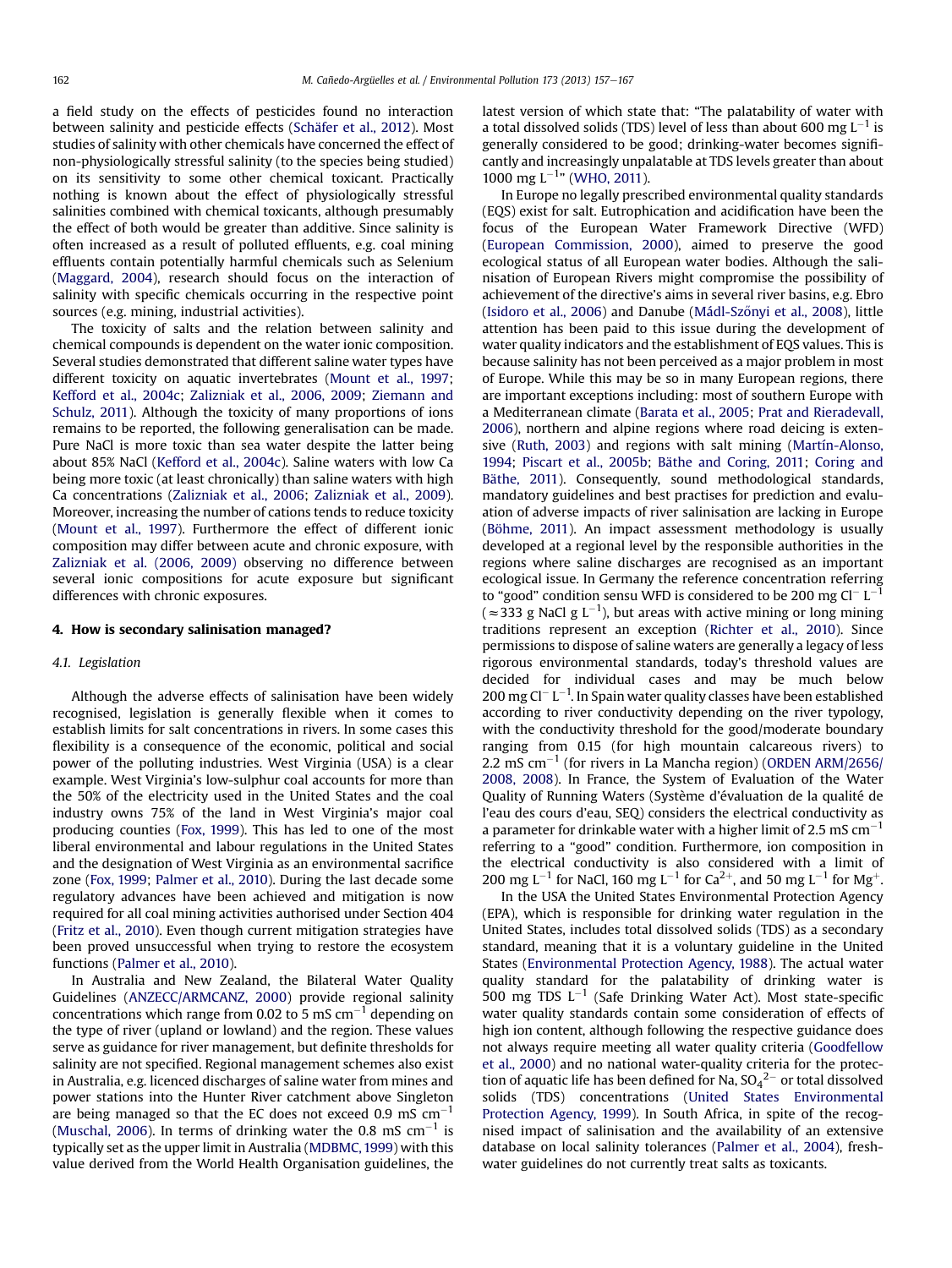a field study on the effects of pesticides found no interaction between salinity and pesticide effects (Schäfer et al., 2012). Most studies of salinity with other chemicals have concerned the effect of non-physiologically stressful salinity (to the species being studied) on its sensitivity to some other chemical toxicant. Practically nothing is known about the effect of physiologically stressful salinities combined with chemical toxicants, although presumably the effect of both would be greater than additive. Since salinity is often increased as a result of polluted effluents, e.g. coal mining effluents contain potentially harmful chemicals such as Selenium (Maggard, 2004), research should focus on the interaction of salinity with specific chemicals occurring in the respective point sources (e.g. mining, industrial activities).

The toxicity of salts and the relation between salinity and chemical compounds is dependent on the water ionic composition. Several studies demonstrated that different saline water types have different toxicity on aquatic invertebrates (Mount et al., 1997; Kefford et al., 2004c; Zalizniak et al., 2006, 2009; Ziemann and Schulz, 2011). Although the toxicity of many proportions of ions remains to be reported, the following generalisation can be made. Pure NaCl is more toxic than sea water despite the latter being about 85% NaCl (Kefford et al., 2004c). Saline waters with low Ca being more toxic (at least chronically) than saline waters with high Ca concentrations (Zalizniak et al., 2006; Zalizniak et al., 2009). Moreover, increasing the number of cations tends to reduce toxicity (Mount et al., 1997). Furthermore the effect of different ionic composition may differ between acute and chronic exposure, with Zalizniak et al. (2006, 2009) observing no difference between several ionic compositions for acute exposure but significant differences with chronic exposures.

## 4. How is secondary salinisation managed?

### 4.1. Legislation

Although the adverse effects of salinisation have been widely recognised, legislation is generally flexible when it comes to establish limits for salt concentrations in rivers. In some cases this flexibility is a consequence of the economic, political and social power of the polluting industries. West Virginia (USA) is a clear example. West Virginia's low-sulphur coal accounts for more than the 50% of the electricity used in the United States and the coal industry owns 75% of the land in West Virginia's major coal producing counties (Fox, 1999). This has led to one of the most liberal environmental and labour regulations in the United States and the designation of West Virginia as an environmental sacrifice zone (Fox, 1999; Palmer et al., 2010). During the last decade some regulatory advances have been achieved and mitigation is now required for all coal mining activities authorised under Section 404 (Fritz et al., 2010). Even though current mitigation strategies have been proved unsuccessful when trying to restore the ecosystem functions (Palmer et al., 2010).

In Australia and New Zealand, the Bilateral Water Quality Guidelines (ANZECC/ARMCANZ, 2000) provide regional salinity concentrations which range from 0.02 to 5 mS $cm^{-1}$ depending on the type of river (upland or lowland) and the region. These values serve as guidance for river management, but definite thresholds for salinity are not specified. Regional management schemes also exist in Australia, e.g. licenced discharges of saline water from mines and power stations into the Hunter River catchment above Singleton are being managed so that the EC does not exceed 0.9 mS $cm^{-1}$ (Muschal, 2006). In terms of drinking water the 0.8 mS $cm^{-1}$ is typically set as the upper limit in Australia (MDBMC, 1999) with this value derived from the World Health Organisation guidelines, the latest version of which state that: "The palatability of water with a total dissolved solids (TDS) level of less than about 600 mg $L^{-1}$ is generally considered to be good; drinking-water becomes significantly and increasingly unpalatable at TDS levels greater than about 1000 mg $L^{-1}$" (WHO, 2011).

In Europe no legally prescribed environmental quality standards (EQS) exist for salt. Eutrophication and acidification have been the focus of the European Water Framework Directive (WFD) (European Commission, 2000), aimed to preserve the good ecological status of all European water bodies. Although the salinisation of European Rivers might compromise the possibility of achievement of the directive's aims in several river basins, e.g. Ebro (Isidoro et al., 2006) and Danube (Mádl-Szőnyi et al., 2008), little attention has been paid to this issue during the development of water quality indicators and the establishment of EQS values. This is because salinity has not been perceived as a major problem in most of Europe. While this may be so in many European regions, there are important exceptions including: most of southern Europe with a Mediterranean climate (Barata et al., 2005; Prat and Rieradevall, 2006), northern and alpine regions where road deicing is extensive (Ruth, 2003) and regions with salt mining (Martín-Alonso, 1994; Piscart et al., 2005b; Bäthe and Coring, 2011; Coring and Bäthe, 2011). Consequently, sound methodological standards, mandatory guidelines and best practises for prediction and evaluation of adverse impacts of river salinisation are lacking in Europe (Böhme, 2011). An impact assessment methodology is usually developed at a regional level by the responsible authorities in the regions where saline discharges are recognised as an important ecological issue. In Germany the reference concentration referring to "good" condition sensu WFD is considered to be 200 mg $Cl^{-}$ $L^{-1}$ ($\approx 333$ g NaCl g $L^{-1}$), but areas with active mining or long mining traditions represent an exception (Richter et al., 2010). Since permissions to dispose of saline waters are generally a legacy of less rigorous environmental standards, today's threshold values are decided for individual cases and may be much below 200 mg $Cl^{-}$ $L^{-1}$. In Spain water quality classes have been established according to river conductivity depending on the river typology, with the conductivity threshold for the good/moderate boundary ranging from 0.15 (for high mountain calcareous rivers) to 2.2 mS $cm^{-1}$ (for rivers in La Mancha region) (ORDEN ARM/2656/2008, 2008). In France, the System of Evaluation of the Water Quality of Running Waters (Système d'évaluation de la qualité de l'eau des cours d'eau, SEQ) considers the electrical conductivity as a parameter for drinkable water with a higher limit of 2.5 mS $cm^{-1}$ referring to a "good" condition. Furthermore, ion composition in the electrical conductivity is also considered with a limit of 200 mg $L^{-1}$ for NaCl, 160 mg $L^{-1}$ for $Ca^{2+}$, and 50 mg $L^{-1}$ for $Mg^{+}$.

In the USA the United States Environmental Protection Agency (EPA), which is responsible for drinking water regulation in the United States, includes total dissolved solids (TDS) as a secondary standard, meaning that it is a voluntary guideline in the United States (Environmental Protection Agency, 1988). The actual water quality standard for the palatability of drinking water is 500 mg TDS $L^{-1}$ (Safe Drinking Water Act). Most state-specific water quality standards contain some consideration of effects of high ion content, although following the respective guidance does not always require meeting all water quality criteria (Goodfellow et al., 2000) and no national water-quality criteria for the protection of aquatic life has been defined for Na, $SO_4^{2-}$ or total dissolved solids (TDS) concentrations (United States Environmental Protection Agency, 1999). In South Africa, in spite of the recognised impact of salinisation and the availability of an extensive database on local salinity tolerances (Palmer et al., 2004), freshwater guidelines do not currently treat salts as toxicants.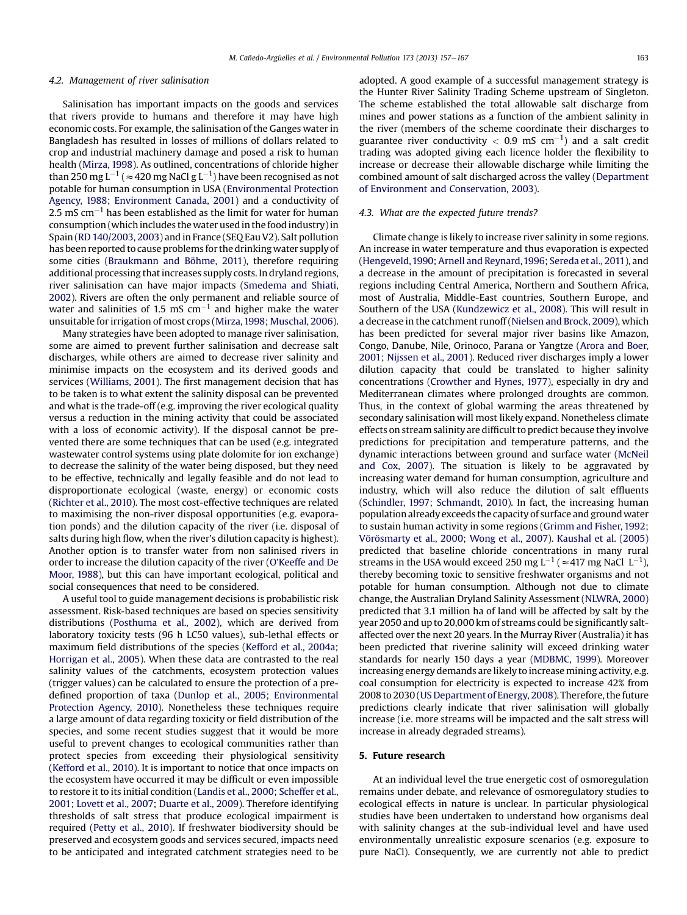### 4.2. Management of river salinisation

Salinisation has important impacts on the goods and services that rivers provide to humans and therefore it may have high economic costs. For example, the salinisation of the Ganges water in Bangladesh has resulted in losses of millions of dollars related to crop and industrial machinery damage and posed a risk to human health (Mirza, 1998). As outlined, concentrations of chloride higher than 250 mg $L^{-1}$ ($\approx$420 mg NaCl g $L^{-1}$) have been recognised as not potable for human consumption in USA (Environmental Protection Agency, 1988; Environment Canada, 2001) and a conductivity of 2.5 mS $cm^{-1}$ has been established as the limit for water for human consumption (which includes the water used in the food industry) in Spain (RD 140/2003, 2003) and in France (SEQ Eau V2). Salt pollution has been reported to cause problems for the drinking water supply of some cities (Braukmann and Böhme, 2011), therefore requiring additional processing that increases supply costs. In dryland regions, river salinisation can have major impacts (Smedema and Shiati, 2002). Rivers are often the only permanent and reliable source of water and salinities of 1.5 mS $cm^{-1}$ and higher make the water unsuitable for irrigation of most crops (Mirza, 1998; Muschal, 2006).

Many strategies have been adopted to manage river salinisation, some are aimed to prevent further salinisation and decrease salt discharges, while others are aimed to decrease river salinity and minimise impacts on the ecosystem and its derived goods and services (Williams, 2001). The first management decision that has to be taken is to what extent the salinity disposal can be prevented and what is the trade-off (e.g. improving the river ecological quality versus a reduction in the mining activity that could be associated with a loss of economic activity). If the disposal cannot be prevented there are some techniques that can be used (e.g. integrated wastewater control systems using plate dolomite for ion exchange) to decrease the salinity of the water being disposed, but they need to be effective, technically and legally feasible and do not lead to disproportionate ecological (waste, energy) or economic costs (Richter et al., 2010). The most cost-effective techniques are related to maximising the non-river disposal opportunities (e.g. evaporation ponds) and the dilution capacity of the river (i.e. disposal of salts during high flow, when the river's dilution capacity is highest). Another option is to transfer water from non salinised rivers in order to increase the dilution capacity of the river (O'Keeffe and De Moor, 1988), but this can have important ecological, political and social consequences that need to be considered.

A useful tool to guide management decisions is probabilistic risk assessment. Risk-based techniques are based on species sensitivity distributions (Posthuma et al., 2002), which are derived from laboratory toxicity tests (96 h LC50 values), sub-lethal effects or maximum field distributions of the species (Kefford et al., 2004a; Horrigan et al., 2005). When these data are contrasted to the real salinity values of the catchments, ecosystem protection values (trigger values) can be calculated to ensure the protection of a predefined proportion of taxa (Dunlop et al., 2005; Environmental Protection Agency, 2010). Nonetheless these techniques require a large amount of data regarding toxicity or field distribution of the species, and some recent studies suggest that it would be more useful to prevent changes to ecological communities rather than protect species from exceeding their physiological sensitivity (Kefford et al., 2010). It is important to notice that once impacts on the ecosystem have occurred it may be difficult or even impossible to restore it to its initial condition (Landis et al., 2000; Scheffer et al., 2001; Lovett et al., 2007; Duarte et al., 2009). Therefore identifying thresholds of salt stress that produce ecological impairment is required (Petty et al., 2010). If freshwater biodiversity should be preserved and ecosystem goods and services secured, impacts need to be anticipated and integrated catchment strategies need to be adopted. A good example of a successful management strategy is the Hunter River Salinity Trading Scheme upstream of Singleton. The scheme established the total allowable salt discharge from mines and power stations as a function of the ambient salinity in the river (members of the scheme coordinate their discharges to guarantee river conductivity < 0.9 mS $cm^{-1}$) and a salt credit trading was adopted giving each licence holder the flexibility to increase or decrease their allowable discharge while limiting the combined amount of salt discharged across the valley (Department of Environment and Conservation, 2003).

### 4.3. What are the expected future trends?

Climate change is likely to increase river salinity in some regions. An increase in water temperature and thus evaporation is expected (Hengeveld, 1990; Arnell and Reynard, 1996; Sereda et al., 2011), and a decrease in the amount of precipitation is forecasted in several regions including Central America, Northern and Southern Africa, most of Australia, Middle-East countries, Southern Europe, and Southern of the USA (Kundzewicz et al., 2008). This will result in a decrease in the catchment runoff (Nielsen and Brock, 2009), which has been predicted for several major river basins like Amazon, Congo, Danube, Nile, Orinoco, Parana or Yangtze (Arora and Boer, 2001; Nijssen et al., 2001). Reduced river discharges imply a lower dilution capacity that could be translated to higher salinity concentrations (Crowther and Hynes, 1977), especially in dry and Mediterranean climates where prolonged droughts are common. Thus, in the context of global warming the areas threatened by secondary salinisation will most likely expand. Nonetheless climate effects on stream salinity are difficult to predict because they involve predictions for precipitation and temperature patterns, and the dynamic interactions between ground and surface water (McNeil and Cox, 2007). The situation is likely to be aggravated by increasing water demand for human consumption, agriculture and industry, which will also reduce the dilution of salt effluents (Schindler, 1997; Schmandt, 2010). In fact, the increasing human population already exceeds the capacity of surface and ground water to sustain human activity in some regions (Grimm and Fisher, 1992; Vörösmarty et al., 2000; Wong et al., 2007). Kaushal et al. (2005) predicted that baseline chloride concentrations in many rural streams in the USA would exceed 250 mg $L^{-1}$ ($\approx$417 mg NaCl $L^{-1}$), thereby becoming toxic to sensitive freshwater organisms and not potable for human consumption. Although not due to climate change, the Australian Dryland Salinity Assessment (NLWRA, 2000) predicted that 3.1 million ha of land will be affected by salt by the year 2050 and up to 20,000 km of streams could be significantly salt-affected over the next 20 years. In the Murray River (Australia) it has been predicted that riverine salinity will exceed drinking water standards for nearly 150 days a year (MDBMC, 1999). Moreover increasing energy demands are likely to increase mining activity, e.g. coal consumption for electricity is expected to increase 42% from 2008 to 2030 (US Department of Energy, 2008). Therefore, the future predictions clearly indicate that river salinisation will globally increase (i.e. more streams will be impacted and the salt stress will increase in already degraded streams).

## 5. Future research

At an individual level the true energetic cost of osmoregulation remains under debate, and relevance of osmoregulatory studies to ecological effects in nature is unclear. In particular physiological studies have been undertaken to understand how organisms deal with salinity changes at the sub-individual level and have used environmentally unrealistic exposure scenarios (e.g. exposure to pure NaCl). Consequently, we are currently not able to predict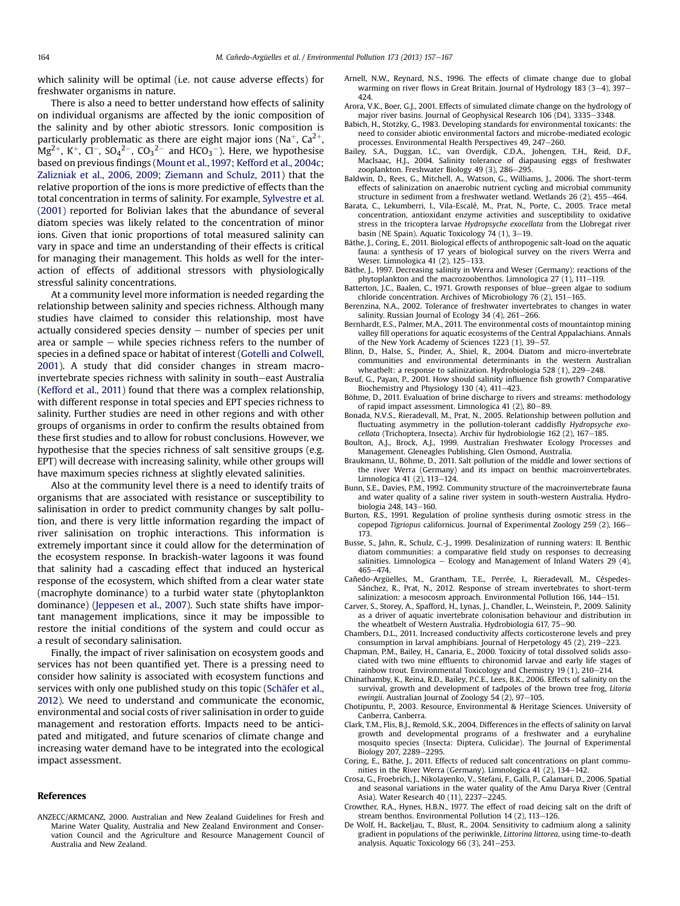which salinity will be optimal (i.e. not cause adverse effects) for freshwater organisms in nature.

There is also a need to better understand how effects of salinity on individual organisms are affected by the ionic composition of the salinity and by other abiotic stressors. Ionic composition is particularly problematic as there are eight major ions ($Na^+$, $Ca^{2+}$, $Mg^{2+}$, $K^+$, $Cl^-$, $SO_4^{2-}$, $CO_3^{2-}$ and $HCO_3^-$). Here, we hypothesise based on previous findings (Mount et al., 1997; Kefford et al., 2004c; Zalizniak et al., 2006, 2009; Ziemann and Schulz, 2011) that the relative proportion of the ions is more predictive of effects than the total concentration in terms of salinity. For example, Sylvestre et al. (2001) reported for Bolivian lakes that the abundance of several diatom species was likely related to the concentration of minor ions. Given that ionic proportions of total measured salinity can vary in space and time an understanding of their effects is critical for managing their management. This holds as well for the interaction of effects of additional stressors with physiologically stressful salinity concentrations.

At a community level more information is needed regarding the relationship between salinity and species richness. Although many studies have claimed to consider this relationship, most have actually considered species density – number of species per unit area or sample – while species richness refers to the number of species in a defined space or habitat of interest (Gotelli and Colwell, 2001). A study that did consider changes in stream macroinvertebrate species richness with salinity in south–east Australia (Kefford et al., 2011) found that there was a complex relationship, with different response in total species and EPT species richness to salinity. Further studies are need in other regions and with other groups of organisms in order to confirm the results obtained from these first studies and to allow for robust conclusions. However, we hypothesise that the species richness of salt sensitive groups (e.g. EPT) will decrease with increasing salinity, while other groups will have maximum species richness at slightly elevated salinities.

Also at the community level there is a need to identify traits of organisms that are associated with resistance or susceptibility to salinisation in order to predict community changes by salt pollution, and there is very little information regarding the impact of river salinisation on trophic interactions. This information is extremely important since it could allow for the determination of the ecosystem response. In brackish-water lagoons it was found that salinity had a cascading effect that induced an hysterical response of the ecosystem, which shifted from a clear water state (macrophyte dominance) to a turbid water state (phytoplankton dominance) (Jeppesen et al., 2007). Such state shifts have important management implications, since it may be impossible to restore the initial conditions of the system and could occur as a result of secondary salinisation.

Finally, the impact of river salinisation on ecosystem goods and services has not been quantified yet. There is a pressing need to consider how salinity is associated with ecosystem functions and services with only one published study on this topic (Schäfer et al., 2012). We need to understand and communicate the economic, environmental and social costs of river salinisation in order to guide management and restoration efforts. Impacts need to be anticipated and mitigated, and future scenarios of climate change and increasing water demand have to be integrated into the ecological impact assessment.

## References

ANZECC/ARMCANZ, 2000. Australian and New Zealand Guidelines for Fresh and Marine Water Quality, Australia and New Zealand Environment and Conservation Council and the Agriculture and Resource Management Council of Australia and New Zealand.

Arnell, N.W., Reynard, N.S., 1996. The effects of climate change due to global warming on river flows in Great Britain. Journal of Hydrology 183 (3–4), 397–424.

Arora, V.K., Boer, G.J., 2001. Effects of simulated climate change on the hydrology of major river basins. Journal of Geophysical Research 106 (D4), 3335–3348.

Babich, H., Stotzky, G., 1983. Developing standards for environmental toxicants: the need to consider abiotic environmental factors and microbe-mediated ecologic processes. Environmental Health Perspectives 49, 247–260.

Bailey, S.A., Duggan, I.C., van Overdijk, C.D.A., Johengen, T.H., Reid, D.F., MacIsaac, H.J., 2004. Salinity tolerance of diapausing eggs of freshwater zooplankton. Freshwater Biology 49 (3), 286–295.

Baldwin, D., Rees, G., Mitchell, A., Watson, G., Williams, J., 2006. The short-term effects of salinization on anaerobic nutrient cycling and microbial community structure in sediment from a freshwater wetland. Wetlands 26 (2), 455–464.

Barata, C., Lekumberri, I., Vila-Escalé, M., Prat, N., Porte, C., 2005. Trace metal concentration, antioxidant enzyme activities and susceptibility to oxidative stress in the tricoptera larvae *Hydropsyche exocellata* from the Llobregat river basin (NE Spain). Aquatic Toxicology 74 (1), 3–19.

Bäthe, J., Coring, E., 2011. Biological effects of anthropogenic salt-load on the aquatic fauna: a synthesis of 17 years of biological survey on the rivers Werra and Weser. Limnologica 41 (2), 125–133.

Bäthe, J., 1997. Decreasing salinity in Werra and Weser (Germany): reactions of the phytoplankton and the macrozoobenthos. Limnologica 27 (1), 111–119.

Batterton, J.C., Baalen, C., 1971. Growth responses of blue–green algae to sodium chloride concentration. Archives of Microbiology 76 (2), 151–165.

Berenzina, N.A., 2002. Tolerance of freshwater invertebrates to changes in water salinity. Russian Journal of Ecology 34 (4), 261–266.

Bernhardt, E.S., Palmer, M.A., 2011. The environmental costs of mountaintop mining valley fill operations for aquatic ecosystems of the Central Appalachians. Annals of the New York Academy of Sciences 1223 (1), 39–57.

Blinn, D., Halse, S., Pinder, A., Shiel, R., 2004. Diatom and micro-invertebrate communities and environmental determinants in the western Australian wheatbelt: a response to salinization. Hydrobiologia 528 (1), 229–248.

Bœuf, G., Payan, P., 2001. How should salinity influence fish growth? Comparative Biochemistry and Physiology 130 (4), 411–423.

Böhme, D., 2011. Evaluation of brine discharge to rivers and streams: methodology of rapid impact assessment. Limnologica 41 (2), 80–89.

Bonada, N.V.S., Rieradevall, M., Prat, N., 2005. Relationship between pollution and fluctuating asymmetry in the pollution-tolerant caddisfly *Hydropsyche exocellata* (Trichoptera, Insecta). Archiv für hydrobiologie 162 (2), 167–185.

Boulton, A.J., Brock, A.J., 1999. Australian Freshwater Ecology Processes and Management. Gleneagles Publishing, Glen Osmond, Australia.

Braukmann, U., Böhme, D., 2011. Salt pollution of the middle and lower sections of the river Werra (Germany) and its impact on benthic macroinvertebrates. Limnologica 41 (2), 113–124.

Bunn, S.E., Davies, P.M., 1992. Community structure of the macroinvertebrate fauna and water quality of a saline river system in south-western Australia. Hydrobiologia 248, 143–160.

Burton, R.S., 1991. Regulation of proline synthesis during osmotic stress in the copepod *Tigriopus* californicus. Journal of Experimental Zoology 259 (2), 166–173.

Busse, S., Jahn, R., Schulz, C.-J., 1999. Desalinization of running waters: II. Benthic diatom communities: a comparative field study on responses to decreasing salinities. Limnologica – Ecology and Management of Inland Waters 29 (4), 465–474.

Cañedo-Argüelles, M., Grantham, T.E., Perrée, I., Rieradevall, M., Céspedes-Sánchez, R., Prat, N., 2012. Response of stream invertebrates to short-term salinization: a mesocosm approach. Environmental Pollution 166, 144–151.

Carver, S., Storey, A., Spafford, H., Lynas, J., Chandler, L., Weinstein, P., 2009. Salinity as a driver of aquatic invertebrate colonisation behaviour and distribution in the wheatbelt of Western Australia. Hydrobiologia 617, 75–90.

Chambers, D.L., 2011. Increased conductivity affects corticosterone levels and prey consumption in larval amphibians. Journal of Herpetology 45 (2), 219–223.

Chapman, P.M., Bailey, H., Canaria, E., 2000. Toxicity of total dissolved solids associated with two mine effluents to chironomid larvae and early life stages of rainbow trout. Environmental Toxicology and Chemistry 19 (1), 210–214.

Chinathamby, K., Reina, R.D., Bailey, P.C.E., Lees, B.K., 2006. Effects of salinity on the survival, growth and development of tadpoles of the brown tree frog, *Litoria ewingii*. Australian Journal of Zoology 54 (2), 97–105.

Chotipuntu, P., 2003. Resource, Environmental & Heritage Sciences. University of Canberra, Canberra.

Clark, T.M., Flis, B.J., Remold, S.K., 2004. Differences in the effects of salinity on larval growth and developmental programs of a freshwater and a euryhaline mosquito species (Insecta: Diptera, Culicidae). The Journal of Experimental Biology 207, 2289–2295.

Coring, E., Bäthe, J., 2011. Effects of reduced salt concentrations on plant communities in the River Werra (Germany). Limnologica 41 (2), 134–142.

Crosa, G., Froebrich, J., Nikolayenko, V., Stefani, F., Galli, P., Calamari, D., 2006. Spatial and seasonal variations in the water quality of the Amu Darya River (Central Asia). Water Research 40 (11), 2237–2245.

Crowther, R.A., Hynes, H.B.N., 1977. The effect of road deicing salt on the drift of stream benthos. Environmental Pollution 14 (2), 113–126.

De Wolf, H., Backeljau, T., Blust, R., 2004. Sensitivity to cadmium along a salinity gradient in populations of the periwinkle, *Littorina littorea*, using time-to-death analysis. Aquatic Toxicology 66 (3), 241–253.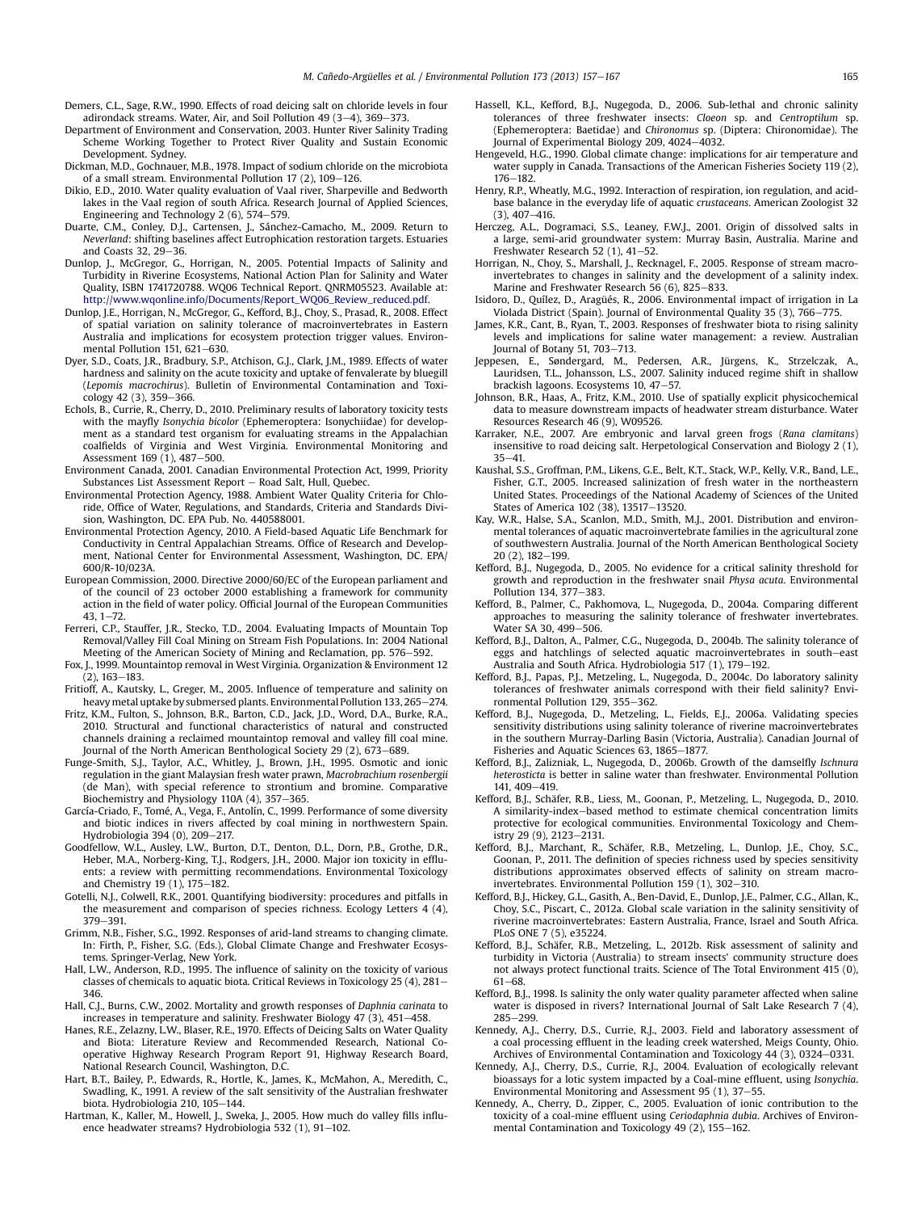Demers, C.L., Sage, R.W., 1990. Effects of road deicing salt on chloride levels in four adirondack streams. Water, Air, and Soil Pollution 49 (3–4), 369–373.

Department of Environment and Conservation, 2003. Hunter River Salinity Trading Scheme Working Together to Protect River Quality and Sustain Economic Development. Sydney.

Dickman, M.D., Gochnauer, M.B., 1978. Impact of sodium chloride on the microbiota of a small stream. Environmental Pollution 17 (2), 109–126.

Dikio, E.D., 2010. Water quality evaluation of Vaal river, Sharpeville and Bedworth lakes in the Vaal region of south Africa. Research Journal of Applied Sciences, Engineering and Technology 2 (6), 574–579.

Duarte, C.M., Conley, D.J., Cartensen, J., Sánchez-Camacho, M., 2009. Return to *Neverland*: shifting baselines affect Eutrophication restoration targets. Estuaries and Coasts 32, 29–36.

Dunlop, J., McGregor, G., Horrigan, N., 2005. Potential Impacts of Salinity and Turbidity in Riverine Ecosystems, National Action Plan for Salinity and Water Quality, ISBN 1741720788. WQ06 Technical Report. QNRM05523. Available at: http://www.wqonline.info/Documents/Report_WQ06_Review_reduced.pdf.

Dunlop, J.E., Horrigan, N., McGregor, G., Kefford, B.J., Choy, S., Prasad, R., 2008. Effect of spatial variation on salinity tolerance of macroinvertebrates in Eastern Australia and implications for ecosystem protection trigger values. Environmental Pollution 151, 621–630.

Dyer, S.D., Coats, J.R., Bradbury, S.P., Atchison, G.J., Clark, J.M., 1989. Effects of water hardness and salinity on the acute toxicity and uptake of fenvalerate by bluegill (*Lepomis macrochirus*). Bulletin of Environmental Contamination and Toxicology 42 (3), 359–366.

Echols, B., Currie, R., Cherry, D., 2010. Preliminary results of laboratory toxicity tests with the mayfly *Isonychia bicolor* (Ephemeroptera: Isonychiidae) for development as a standard test organism for evaluating streams in the Appalachian coalfields of Virginia and West Virginia. Environmental Monitoring and Assessment 169 (1), 487–500.

Environment Canada, 2001. Canadian Environmental Protection Act, 1999, Priority Substances List Assessment Report – Road Salt, Hull, Quebec.

Environmental Protection Agency, 1988. Ambient Water Quality Criteria for Chloride, Office of Water, Regulations, and Standards, Criteria and Standards Division, Washington, DC. EPA Pub. No. 440588001.

Environmental Protection Agency, 2010. A Field-based Aquatic Life Benchmark for Conductivity in Central Appalachian Streams. Office of Research and Development, National Center for Environmental Assessment, Washington, DC. EPA/600/R-10/023A.

European Commission, 2000. Directive 2000/60/EC of the European parliament and of the council of 23 october 2000 establishing a framework for community action in the field of water policy. Official Journal of the European Communities 43, 1–72.

Ferreri, C.P., Stauffer, J.R., Stecko, T.D., 2004. Evaluating Impacts of Mountain Top Removal/Valley Fill Coal Mining on Stream Fish Populations. In: 2004 National Meeting of the American Society of Mining and Reclamation, pp. 576–592.

Fox, J., 1999. Mountaintop removal in West Virginia. Organization & Environment 12 (2), 163–183.

Fritioff, A., Kautsky, L., Greger, M., 2005. Influence of temperature and salinity on heavy metal uptake by submersed plants. Environmental Pollution 133, 265–274.

Fritz, K.M., Fulton, S., Johnson, B.R., Barton, C.D., Jack, J.D., Word, D.A., Burke, R.A., 2010. Structural and functional characteristics of natural and constructed channels draining a reclaimed mountaintop removal and valley fill coal mine. Journal of the North American Benthological Society 29 (2), 673–689.

Funge-Smith, S.J., Taylor, A.C., Whitley, J., Brown, J.H., 1995. Osmotic and ionic regulation in the giant Malaysian fresh water prawn, *Macrobrachium rosenbergii* (de Man), with special reference to strontium and bromine. Comparative Biochemistry and Physiology 110A (4), 357–365.

García-Criado, F., Tomé, A., Vega, F., Antolín, C., 1999. Performance of some diversity and biotic indices in rivers affected by coal mining in northwestern Spain. Hydrobiologia 394 (0), 209–217.

Goodfellow, W.L., Ausley, L.W., Burton, D.T., Denton, D.L., Dorn, P.B., Grothe, D.R., Heber, M.A., Norberg-King, T.J., Rodgers, J.H., 2000. Major ion toxicity in effluents: a review with permitting recommendations. Environmental Toxicology and Chemistry 19 (1), 175–182.

Gotelli, N.J., Colwell, R.K., 2001. Quantifying biodiversity: procedures and pitfalls in the measurement and comparison of species richness. Ecology Letters 4 (4), 379–391.

Grimm, N.B., Fisher, S.G., 1992. Responses of arid-land streams to changing climate. In: Firth, P., Fisher, S.G. (Eds.), Global Climate Change and Freshwater Ecosystems. Springer-Verlag, New York.

Hall, L.W., Anderson, R.D., 1995. The influence of salinity on the toxicity of various classes of chemicals to aquatic biota. Critical Reviews in Toxicology 25 (4), 281–346.

Hall, C.J., Burns, C.W., 2002. Mortality and growth responses of *Daphnia carinata* to increases in temperature and salinity. Freshwater Biology 47 (3), 451–458.

Hanes, R.E., Zelazny, L.W., Blaser, R.E., 1970. Effects of Deicing Salts on Water Quality and Biota: Literature Review and Recommended Research, National Cooperative Highway Research Program Report 91, Highway Research Board, National Research Council, Washington, D.C.

Hart, B.T., Bailey, P., Edwards, R., Hortle, K., James, K., McMahon, A., Meredith, C., Swadling, K., 1991. A review of the salt sensitivity of the Australian freshwater biota. Hydrobiologia 210, 105–144.

Hartman, K., Kaller, M., Howell, J., Sweka, J., 2005. How much do valley fills influence headwater streams? Hydrobiologia 532 (1), 91–102.

Hassell, K.L., Kefford, B.J., Nugegoda, D., 2006. Sub-lethal and chronic salinity tolerances of three freshwater insects: *Cloeon* sp. and *Centroptilum* sp. (Ephemeroptera: Baetidae) and *Chironomus* sp. (Diptera: Chironomidae). The Journal of Experimental Biology 209, 4024–4032.

Hengeveld, H.G., 1990. Global climate change: implications for air temperature and water supply in Canada. Transactions of the American Fisheries Society 119 (2), 176–182.

Henry, R.P., Wheatly, M.G., 1992. Interaction of respiration, ion regulation, and acid-base balance in the everyday life of aquatic *crustaceans*. American Zoologist 32 (3), 407–416.

Herczeg, A.L., Dogramaci, S.S., Leaney, F.W.J., 2001. Origin of dissolved salts in a large, semi-arid groundwater system: Murray Basin, Australia. Marine and Freshwater Research 52 (1), 41–52.

Horrigan, N., Choy, S., Marshall, J., Recknagel, F., 2005. Response of stream macroinvertebrates to changes in salinity and the development of a salinity index. Marine and Freshwater Research 56 (6), 825–833.

Isidoro, D., Quílez, D., Aragüés, R., 2006. Environmental impact of irrigation in La Violada District (Spain). Journal of Environmental Quality 35 (3), 766–775.

James, K.R., Cant, B., Ryan, T., 2003. Responses of freshwater biota to rising salinity levels and implications for saline water management: a review. Australian Journal of Botany 51, 703–713.

Jeppesen, E., Søndergard, M., Pedersen, A.R., Jürgens, K., Strzelczak, A., Lauridsen, T.L., Johansson, L.S., 2007. Salinity induced regime shift in shallow brackish lagoons. Ecosystems 10, 47–57.

Johnson, B.R., Haas, A., Fritz, K.M., 2010. Use of spatially explicit physicochemical data to measure downstream impacts of headwater stream disturbance. Water Resources Research 46 (9), W09526.

Karraker, N.E., 2007. Are embryonic and larval green frogs (*Rana clamitans*) insensitive to road deicing salt. Herpetological Conservation and Biology 2 (1), 35–41.

Kaushal, S.S., Groffman, P.M., Likens, G.E., Belt, K.T., Stack, W.P., Kelly, V.R., Band, L.E., Fisher, G.T., 2005. Increased salinization of fresh water in the northeastern United States. Proceedings of the National Academy of Sciences of the United States of America 102 (38), 13517–13520.

Kay, W.R., Halse, S.A., Scanlon, M.D., Smith, M.J., 2001. Distribution and environmental tolerances of aquatic macroinvertebrate families in the agricultural zone of southwestern Australia. Journal of the North American Benthological Society 20 (2), 182–199.

Kefford, B.J., Nugegoda, D., 2005. No evidence for a critical salinity threshold for growth and reproduction in the freshwater snail *Physa acuta*. Environmental Pollution 134, 377–383.

Kefford, B., Palmer, C., Pakhomova, L., Nugegoda, D., 2004a. Comparing different approaches to measuring the salinity tolerance of freshwater invertebrates. Water SA 30, 499–506.

Kefford, B.J., Dalton, A., Palmer, C.G., Nugegoda, D., 2004b. The salinity tolerance of eggs and hatchlings of selected aquatic macroinvertebrates in south–east Australia and South Africa. Hydrobiologia 517 (1), 179–192.

Kefford, B.J., Papas, P.J., Metzeling, L., Nugegoda, D., 2004c. Do laboratory salinity tolerances of freshwater animals correspond with their field salinity? Environmental Pollution 129, 355–362.

Kefford, B.J., Nugegoda, D., Metzeling, L., Fields, E.J., 2006a. Validating species sensitivity distributions using salinity tolerance of riverine macroinvertebrates in the southern Murray-Darling Basin (Victoria, Australia). Canadian Journal of Fisheries and Aquatic Sciences 63, 1865–1877.

Kefford, B.J., Zalizniak, L., Nugegoda, D., 2006b. Growth of the damselfly *Ischnura heterosticta* is better in saline water than freshwater. Environmental Pollution 141, 409–419.

Kefford, B.J., Schäfer, R.B., Liess, M., Goonan, P., Metzeling, L., Nugegoda, D., 2010. A similarity-index–based method to estimate chemical concentration limits protective for ecological communities. Environmental Toxicology and Chemistry 29 (9), 2123–2131.

Kefford, B.J., Marchant, R., Schäfer, R.B., Metzeling, L., Dunlop, J.E., Choy, S.C., Goonan, P., 2011. The definition of species richness used by species sensitivity distributions approximates observed effects of salinity on stream macroinvertebrates. Environmental Pollution 159 (1), 302–310.

Kefford, B.J., Hickey, G.L., Gasith, A., Ben-David, E., Dunlop, J.E., Palmer, C.G., Allan, K., Choy, S.C., Piscart, C., 2012a. Global scale variation in the salinity sensitivity of riverine macroinvertebrates: Eastern Australia, France, Israel and South Africa. PLoS ONE 7 (5), e35224.

Kefford, B.J., Schäfer, R.B., Metzeling, L., 2012b. Risk assessment of salinity and turbidity in Victoria (Australia) to stream insects' community structure does not always protect functional traits. Science of The Total Environment 415 (0), 61–68.

Kefford, B.J., 1998. Is salinity the only water quality parameter affected when saline water is disposed in rivers? International Journal of Salt Lake Research 7 (4), 285–299.

Kennedy, A.J., Cherry, D.S., Currie, R.J., 2003. Field and laboratory assessment of a coal processing effluent in the leading creek watershed, Meigs County, Ohio. Archives of Environmental Contamination and Toxicology 44 (3), 0324–0331.

Kennedy, A.J., Cherry, D.S., Currie, R.J., 2004. Evaluation of ecologically relevant bioassays for a lotic system impacted by a Coal-mine effluent, using *Isonychia*. Environmental Monitoring and Assessment 95 (1), 37–55.

Kennedy, A., Cherry, D., Zipper, C., 2005. Evaluation of ionic contribution to the toxicity of a coal-mine effluent using *Ceriodaphnia dubia*. Archives of Environmental Contamination and Toxicology 49 (2), 155–162.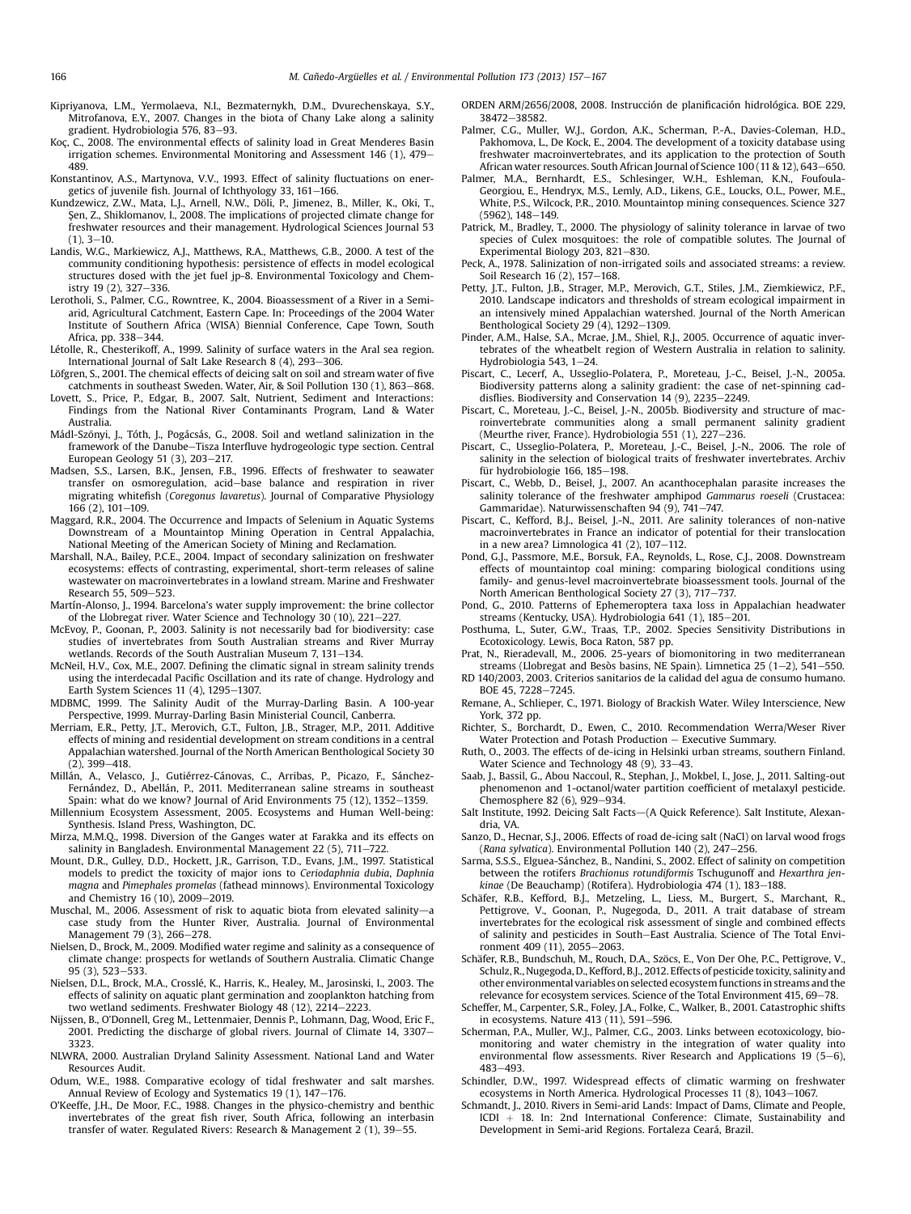Kipriyanova, L.M., Yermolaeva, N.I., Bezmaternykh, D.M., Dvurechenskaya, S.Y., Mitrofanova, E.Y., 2007. Changes in the biota of Chany Lake along a salinity gradient. Hydrobiologia 576, 83–93.

Koç, C., 2008. The environmental effects of salinity load in Great Menderes Basin irrigation schemes. Environmental Monitoring and Assessment 146 (1), 479–489.

Konstantinov, A.S., Martynova, V.V., 1993. Effect of salinity fluctuations on energetics of juvenile fish. Journal of Ichthyology 33, 161–166.

Kundzewicz, Z.W., Mata, L.J., Arnell, N.W., Döll, P., Jimenez, B., Miller, K., Oki, T., Şen, Z., Shiklomanov, I., 2008. The implications of projected climate change for freshwater resources and their management. Hydrological Sciences Journal 53 (1), 3–10.

Landis, W.G., Markiewicz, A.J., Matthews, R.A., Matthews, G.B., 2000. A test of the community conditioning hypothesis: persistence of effects in model ecological structures dosed with the jet fuel jp-8. Environmental Toxicology and Chemistry 19 (2), 327–336.

Lerotholi, S., Palmer, C.G., Rowntree, K., 2004. Bioassessment of a River in a Semi-arid, Agricultural Catchment, Eastern Cape. In: Proceedings of the 2004 Water Institute of Southern Africa (WISA) Biennial Conference, Cape Town, South Africa, pp. 338–344.

Létolle, R., Chesterikoff, A., 1999. Salinity of surface waters in the Aral sea region. International Journal of Salt Lake Research 8 (4), 293–306.

Löfgren, S., 2001. The chemical effects of deicing salt on soil and stream water of five catchments in southeast Sweden. Water, Air, & Soil Pollution 130 (1), 863–868.

Lovett, S., Price, P., Edgar, B., 2007. Salt, Nutrient, Sediment and Interactions: Findings from the National River Contaminants Program, Land & Water Australia.

Mádl-Szönyi, J., Tóth, J., Pogácsás, G., 2008. Soil and wetland salinization in the framework of the Danube–Tisza Interfluve hydrogeologic type section. Central European Geology 51 (3), 203–217.

Madsen, S.S., Larsen, B.K., Jensen, F.B., 1996. Effects of freshwater to seawater transfer on osmoregulation, acid–base balance and respiration in river migrating whitefish (*Coregonus lavaretus*). Journal of Comparative Physiology 166 (2), 101–109.

Maggard, R.R., 2004. The Occurrence and Impacts of Selenium in Aquatic Systems Downstream of a Mountaintop Mining Operation in Central Appalachia, National Meeting of the American Society of Mining and Reclamation.

Marshall, N.A., Bailey, P.C.E., 2004. Impact of secondary salinization on freshwater ecosystems: effects of contrasting, experimental, short-term releases of saline wastewater on macroinvertebrates in a lowland stream. Marine and Freshwater Research 55, 509–523.

Martín-Alonso, J., 1994. Barcelona's water supply improvement: the brine collector of the Llobregat river. Water Science and Technology 30 (10), 221–227.

McEvoy, P., Goonan, P., 2003. Salinity is not necessarily bad for biodiversity: case studies of invertebrates from South Australian streams and River Murray wetlands. Records of the South Australian Museum 7, 131–134.

McNeil, H.V., Cox, M.E., 2007. Defining the climatic signal in stream salinity trends using the interdecadal Pacific Oscillation and its rate of change. Hydrology and Earth System Sciences 11 (4), 1295–1307.

MDBMC, 1999. The Salinity Audit of the Murray-Darling Basin. A 100-year Perspective, 1999. Murray-Darling Basin Ministerial Council, Canberra.

Merriam, E.R., Petty, J.T., Merovich, G.T., Fulton, J.B., Strager, M.P., 2011. Additive effects of mining and residential development on stream conditions in a central Appalachian watershed. Journal of the North American Benthological Society 30 (2), 399–418.

Millán, A., Velasco, J., Gutiérrez-Cánovas, C., Arribas, P., Picazo, F., Sánchez-Fernández, D., Abellán, P., 2011. Mediterranean saline streams in southeast Spain: what do we know? Journal of Arid Environments 75 (12), 1352–1359.

Millennium Ecosystem Assessment, 2005. Ecosystems and Human Well-being: Synthesis. Island Press, Washington, DC.

Mirza, M.M.Q., 1998. Diversion of the Ganges water at Farakka and its effects on salinity in Bangladesh. Environmental Management 22 (5), 711–722.

Mount, D.R., Gulley, D.D., Hockett, J.R., Garrison, T.D., Evans, J.M., 1997. Statistical models to predict the toxicity of major ions to *Ceriodaphnia dubia*, *Daphnia magna* and *Pimephales promelas* (fathead minnows). Environmental Toxicology and Chemistry 16 (10), 2009–2019.

Muschal, M., 2006. Assessment of risk to aquatic biota from elevated salinity—a case study from the Hunter River, Australia. Journal of Environmental Management 79 (3), 266–278.

Nielsen, D., Brock, M., 2009. Modified water regime and salinity as a consequence of climate change: prospects for wetlands of Southern Australia. Climatic Change 95 (3), 523–533.

Nielsen, D.L., Brock, M.A., Crosslé, K., Harris, K., Healey, M., Jarosinski, I., 2003. The effects of salinity on aquatic plant germination and zooplankton hatching from two wetland sediments. Freshwater Biology 48 (12), 2214–2223.

Nijssen, B., O'Donnell, Greg M., Lettenmaier, Dennis P., Lohmann, Dag, Wood, Eric F., 2001. Predicting the discharge of global rivers. Journal of Climate 14, 3307–3323.

NLWRA, 2000. Australian Dryland Salinity Assessment. National Land and Water Resources Audit.

Odum, W.E., 1988. Comparative ecology of tidal freshwater and salt marshes. Annual Review of Ecology and Systematics 19 (1), 147–176.

O'Keeffe, J.H., De Moor, F.C., 1988. Changes in the physico-chemistry and benthic invertebrates of the great fish river, South Africa, following an interbasin transfer of water. Regulated Rivers: Research & Management 2 (1), 39–55.

ORDEN ARM/2656/2008, 2008. Instrucción de planificación hidrológica. BOE 229, 38472–38582.

Palmer, C.G., Muller, W.J., Gordon, A.K., Scherman, P.-A., Davies-Coleman, H.D., Pakhomova, L., De Kock, E., 2004. The development of a toxicity database using freshwater macroinvertebrates, and its application to the protection of South African water resources. South African Journal of Science 100 (11 & 12), 643–650.

Palmer, M.A., Bernhardt, E.S., Schlesinger, W.H., Eshleman, K.N., Foufoula-Georgiou, E., Hendryx, M.S., Lemly, A.D., Likens, G.E., Loucks, O.L., Power, M.E., White, P.S., Wilcock, P.R., 2010. Mountaintop mining consequences. Science 327 (5962), 148–149.

Patrick, M., Bradley, T., 2000. The physiology of salinity tolerance in larvae of two species of Culex mosquitoes: the role of compatible solutes. The Journal of Experimental Biology 203, 821–830.

Peck, A., 1978. Salinization of non-irrigated soils and associated streams: a review. Soil Research 16 (2), 157–168.

Petty, J.T., Fulton, J.B., Strager, M.P., Merovich, G.T., Stiles, J.M., Ziemkiewicz, P.F., 2010. Landscape indicators and thresholds of stream ecological impairment in an intensively mined Appalachian watershed. Journal of the North American Benthological Society 29 (4), 1292–1309.

Pinder, A.M., Halse, S.A., Mcrae, J.M., Shiel, R.J., 2005. Occurrence of aquatic invertebrates of the wheatbelt region of Western Australia in relation to salinity. Hydrobiologia 543, 1–24.

Piscart, C., Lecerf, A., Usseglio-Polatera, P., Moreteau, J.-C., Beisel, J.-N., 2005a. Biodiversity patterns along a salinity gradient: the case of net-spinning caddisflies. Biodiversity and Conservation 14 (9), 2235–2249.

Piscart, C., Moreteau, J.-C., Beisel, J.-N., 2005b. Biodiversity and structure of macroinvertebrate communities along a small permanent salinity gradient (Meurthe river, France). Hydrobiologia 551 (1), 227–236.

Piscart, C., Usseglio-Polatera, P., Moreteau, J.-C., Beisel, J.-N., 2006. The role of salinity in the selection of biological traits of freshwater invertebrates. Archiv für hydrobiologie 166, 185–198.

Piscart, C., Webb, D., Beisel, J., 2007. An acanthocephalan parasite increases the salinity tolerance of the freshwater amphipod *Gammarus roeseli* (Crustacea: Gammaridae). Naturwissenschaften 94 (9), 741–747.

Piscart, C., Kefford, B.J., Beisel, J.-N., 2011. Are salinity tolerances of non-native macroinvertebrates in France an indicator of potential for their translocation in a new area? Limnologica 41 (2), 107–112.

Pond, G.J., Passmore, M.E., Borsuk, F.A., Reynolds, L., Rose, C.J., 2008. Downstream effects of mountaintop coal mining: comparing biological conditions using family- and genus-level macroinvertebrate bioassessment tools. Journal of the North American Benthological Society 27 (3), 717–737.

Pond, G., 2010. Patterns of Ephemeroptera taxa loss in Appalachian headwater streams (Kentucky, USA). Hydrobiologia 641 (1), 185–201.

Posthuma, L., Suter, G.W., Traas, T.P., 2002. Species Sensitivity Distributions in Ecotoxicology. Lewis, Boca Raton, 587 pp.

Prat, N., Rieradevall, M., 2006. 25-years of biomonitoring in two mediterranean streams (Llobregat and Besòs basins, NE Spain). Limnetica 25 (1–2), 541–550.

RD 140/2003, 2003. Criterios sanitarios de la calidad del agua de consumo humano. BOE 45, 7228–7245.

Remane, A., Schlieper, C., 1971. Biology of Brackish Water. Wiley Interscience, New York, 372 pp.

Richter, S., Borchardt, D., Ewen, C., 2010. Recommendation Werra/Weser River Water Protection and Potash Production – Executive Summary.

Ruth, O., 2003. The effects of de-icing in Helsinki urban streams, southern Finland. Water Science and Technology 48 (9), 33–43.

Saab, J., Bassil, G., Abou Naccoul, R., Stephan, J., Mokbel, I., Jose, J., 2011. Salting-out phenomenon and 1-octanol/water partition coefficient of metalaxyl pesticide. Chemosphere 82 (6), 929–934.

Salt Institute, 1992. Deicing Salt Facts—(A Quick Reference). Salt Institute, Alexandria, VA.

Sanzo, D., Hecnar, S.J., 2006. Effects of road de-icing salt (NaCl) on larval wood frogs (*Rana sylvatica*). Environmental Pollution 140 (2), 247–256.

Sarma, S.S.S., Elguea-Sánchez, B., Nandini, S., 2002. Effect of salinity on competition between the rotifers *Brachionus rotundiformis* Tschugunoff and *Hexarthra jenkinae* (De Beauchamp) (Rotifera). Hydrobiologia 474 (1), 183–188.

Schäfer, R.B., Kefford, B.J., Metzeling, L., Liess, M., Burgert, S., Marchant, R., Pettigrove, V., Goonan, P., Nugegoda, D., 2011. A trait database of stream invertebrates for the ecological risk assessment of single and combined effects of salinity and pesticides in South–East Australia. Science of The Total Environment 409 (11), 2055–2063.

Schäfer, R.B., Bundschuh, M., Rouch, D.A., Szöcs, E., Von Der Ohe, P.C., Pettigrove, V., Schulz, R., Nugegoda, D., Kefford, B.J., 2012. Effects of pesticide toxicity, salinity and other environmental variables on selected ecosystem functions in streams and the relevance for ecosystem services. Science of the Total Environment 415, 69–78.

Scheffer, M., Carpenter, S.R., Foley, J.A., Folke, C., Walker, B., 2001. Catastrophic shifts in ecosystems. Nature 413 (11), 591–596.

Scherman, P.A., Muller, W.J., Palmer, C.G., 2003. Links between ecotoxicology, biomonitoring and water chemistry in the integration of water quality into environmental flow assessments. River Research and Applications 19 (5–6), 483–493.

Schindler, D.W., 1997. Widespread effects of climatic warming on freshwater ecosystems in North America. Hydrological Processes 11 (8), 1043–1067.

Schmandt, J., 2010. Rivers in Semi-arid Lands: Impact of Dams, Climate and People, ICDI + 18. In: 2nd International Conference: Climate, Sustainability and Development in Semi-arid Regions. Fortaleza Ceará, Brazil.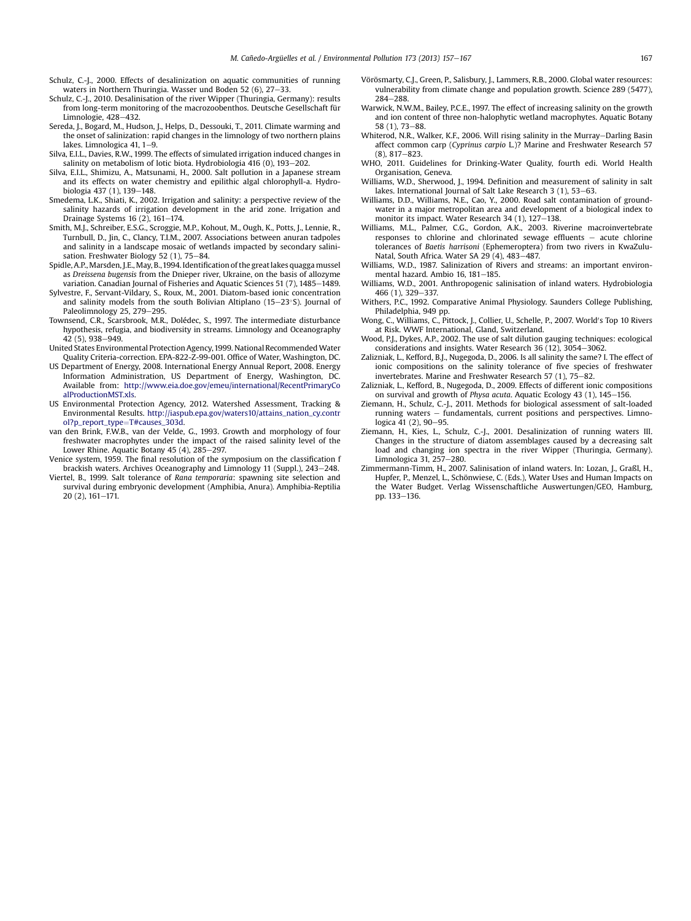Schulz, C.-J., 2000. Effects of desalinization on aquatic communities of running waters in Northern Thuringia. Wasser und Boden 52 (6), 27–33.

Schulz, C.-J., 2010. Desalinisation of the river Wipper (Thuringia, Germany): results from long-term monitoring of the macrozoobenthos. Deutsche Gesellschaft für Limnologie, 428–432.

Sereda, J., Bogard, M., Hudson, J., Helps, D., Dessouki, T., 2011. Climate warming and the onset of salinization: rapid changes in the limnology of two northern plains lakes. Limnologica 41, 1–9.

Silva, E.I.L., Davies, R.W., 1999. The effects of simulated irrigation induced changes in salinity on metabolism of lotic biota. Hydrobiologia 416 (0), 193–202.

Silva, E.I.L., Shimizu, A., Matsunami, H., 2000. Salt pollution in a Japanese stream and its effects on water chemistry and epilithic algal chlorophyll-a. Hydrobiologia 437 (1), 139–148.

Smedema, L.K., Shiati, K., 2002. Irrigation and salinity: a perspective review of the salinity hazards of irrigation development in the arid zone. Irrigation and Drainage Systems 16 (2), 161–174.

Smith, M.J., Schreiber, E.S.G., Scroggie, M.P., Kohout, M., Ough, K., Potts, J., Lennie, R., Turnbull, D., Jin, C., Clancy, T.I.M., 2007. Associations between anuran tadpoles and salinity in a landscape mosaic of wetlands impacted by secondary salinisation. Freshwater Biology 52 (1), 75–84.

Spidle, A.P., Marsden, J.E., May, B., 1994. Identification of the great lakes quagga mussel as *Dreissena bugensis* from the Dnieper river, Ukraine, on the basis of allozyme variation. Canadian Journal of Fisheries and Aquatic Sciences 51 (7), 1485–1489.

Sylvestre, F., Servant-Vildary, S., Roux, M., 2001. Diatom-based ionic concentration and salinity models from the south Bolivian Altiplano (15–23°S). Journal of Paleolimnology 25, 279–295.

Townsend, C.R., Scarsbrook, M.R., Dolédec, S., 1997. The intermediate disturbance hypothesis, refugia, and biodiversity in streams. Limnology and Oceanography 42 (5), 938–949.

United States Environmental Protection Agency, 1999. National Recommended Water Quality Criteria-correction. EPA-822-Z-99-001. Office of Water, Washington, DC.

US Department of Energy, 2008. International Energy Annual Report, 2008. Energy Information Administration, US Department of Energy, Washington, DC. Available from: http://www.eia.doe.gov/emeu/international/RecentPrimaryCoalProductionMST.xls.

US Environmental Protection Agency, 2012. Watershed Assessment, Tracking & Environmental Results. http://iaspub.epa.gov/waters10/attains_nation_cy.control?p_report_type=T#causes_303d.

van den Brink, F.W.B., van der Velde, G., 1993. Growth and morphology of four freshwater macrophytes under the impact of the raised salinity level of the Lower Rhine. Aquatic Botany 45 (4), 285–297.

Venice system, 1959. The final resolution of the symposium on the classification f brackish waters. Archives Oceanography and Limnology 11 (Suppl.), 243–248.

Viertel, B., 1999. Salt tolerance of *Rana temporaria*: spawning site selection and survival during embryonic development (Amphibia, Anura). Amphibia-Reptilia 20 (2), 161–171.

Vörösmarty, C.J., Green, P., Salisbury, J., Lammers, R.B., 2000. Global water resources: vulnerability from climate change and population growth. Science 289 (5477), 284–288.

Warwick, N.W.M., Bailey, P.C.E., 1997. The effect of increasing salinity on the growth and ion content of three non-halophytic wetland macrophytes. Aquatic Botany 58 (1), 73–88.

Whiterod, N.R., Walker, K.F., 2006. Will rising salinity in the Murray–Darling Basin affect common carp (*Cyprinus carpio* L.)? Marine and Freshwater Research 57 (8), 817–823.

WHO, 2011. Guidelines for Drinking-Water Quality, fourth edi. World Health Organisation, Geneva.

Williams, W.D., Sherwood, J., 1994. Definition and measurement of salinity in salt lakes. International Journal of Salt Lake Research 3 (1), 53–63.

Williams, D.D., Williams, N.E., Cao, Y., 2000. Road salt contamination of groundwater in a major metropolitan area and development of a biological index to monitor its impact. Water Research 34 (1), 127–138.

Williams, M.L., Palmer, C.G., Gordon, A.K., 2003. Riverine macroinvertebrate responses to chlorine and chlorinated sewage effluents – acute chlorine tolerances of *Baetis harrisoni* (Ephemeroptera) from two rivers in KwaZulu-Natal, South Africa. Water SA 29 (4), 483–487.

Williams, W.D., 1987. Salinization of Rivers and streams: an important environmental hazard. Ambio 16, 181–185.

Williams, W.D., 2001. Anthropogenic salinisation of inland waters. Hydrobiologia 466 (1), 329–337.

Withers, P.C., 1992. Comparative Animal Physiology. Saunders College Publishing, Philadelphia, 949 pp.

Wong, C., Williams, C., Pittock, J., Collier, U., Schelle, P., 2007. World's Top 10 Rivers at Risk. WWF International, Gland, Switzerland.

Wood, P.J., Dykes, A.P., 2002. The use of salt dilution gauging techniques: ecological considerations and insights. Water Research 36 (12), 3054–3062.

Zalizniak, L., Kefford, B.J., Nugegoda, D., 2006. Is all salinity the same? I. The effect of ionic compositions on the salinity tolerance of five species of freshwater invertebrates. Marine and Freshwater Research 57 (1), 75–82.

Zalizniak, L., Kefford, B., Nugegoda, D., 2009. Effects of different ionic compositions on survival and growth of *Physa acuta*. Aquatic Ecology 43 (1), 145–156.

Ziemann, H., Schulz, C.-J., 2011. Methods for biological assessment of salt-loaded running waters – fundamentals, current positions and perspectives. Limnologica 41 (2), 90–95.

Ziemann, H., Kies, L., Schulz, C.-J., 2001. Desalinization of running waters III. Changes in the structure of diatom assemblages caused by a decreasing salt load and changing ion spectra in the river Wipper (Thuringia, Germany). Limnologica 31, 257–280.

Zimmermann-Timm, H., 2007. Salinisation of inland waters. In: Lozan, J., Graßl, H., Hupfer, P., Menzel, L., Schönwiese, C. (Eds.), Water Uses and Human Impacts on the Water Budget. Verlag Wissenschaftliche Auswertungen/GEO, Hamburg, pp. 133–136.